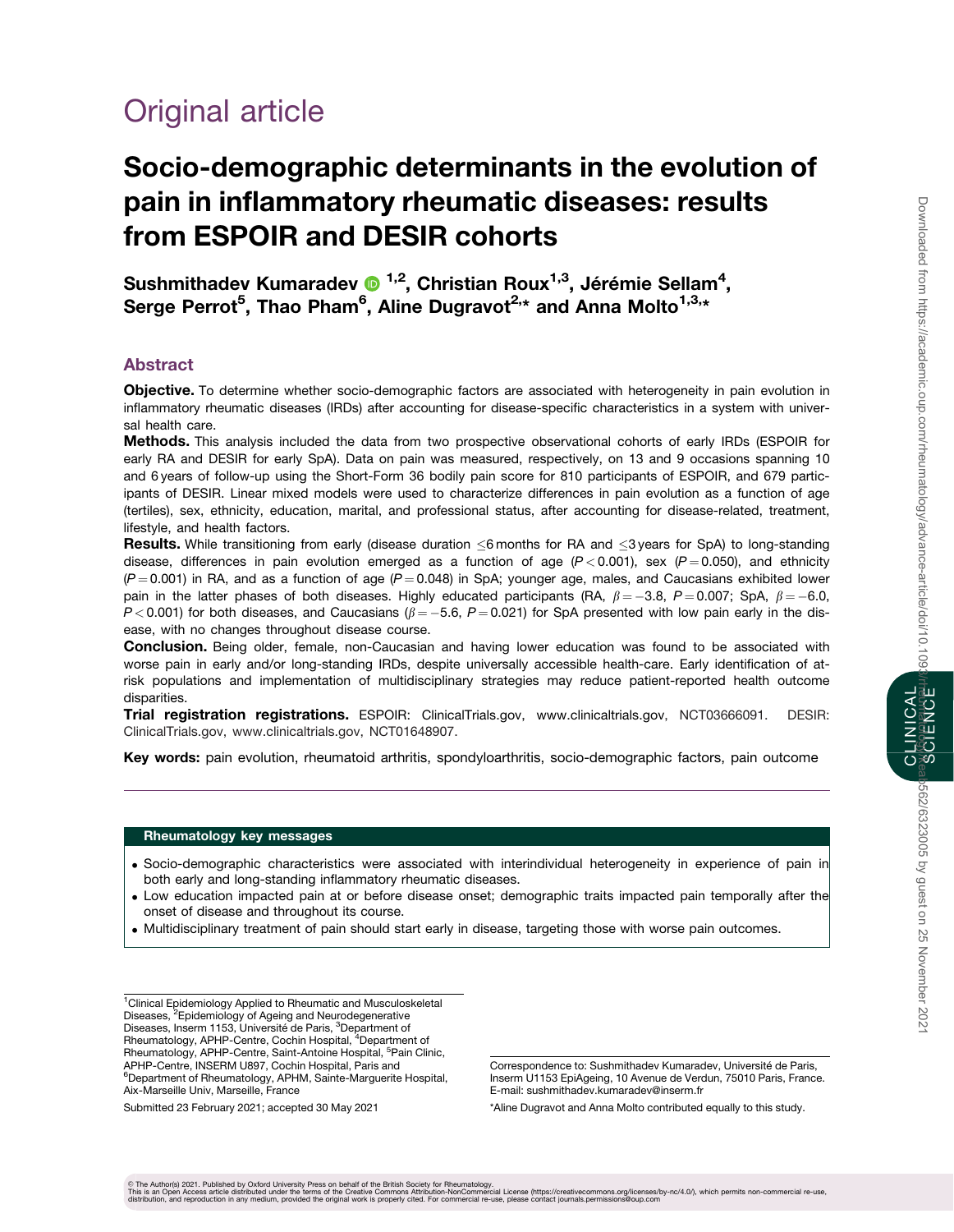Original article

# Socio-demographic determinants in the evolution of pain in inflammatory rheumatic diseases: results from ESPOIR and DESIR cohorts

**Sushmithadev Kumaradev [1,2], Christian Roux[1,3], Jérémie Sellam[4], Serge Perrot[5], Thao Pham[6], Aline Dugravot[2,*] and Anna Molto[1,3,*]**

## Abstract

**Objective.** To determine whether socio-demographic factors are associated with heterogeneity in pain evolution in inflammatory rheumatic diseases (IRDs) after accounting for disease-specific characteristics in a system with universal health care.

**Methods.** This analysis included the data from two prospective observational cohorts of early IRDs (ESPOIR for early RA and DESIR for early SpA). Data on pain was measured, respectively, on 13 and 9 occasions spanning 10 and 6 years of follow-up using the Short-Form 36 bodily pain score for 810 participants of ESPOIR, and 679 participants of DESIR. Linear mixed models were used to characterize differences in pain evolution as a function of age (tertiles), sex, ethnicity, education, marital, and professional status, after accounting for disease-related, treatment, lifestyle, and health factors.

**Results.** While transitioning from early (disease duration ≤6 months for RA and ≤3 years for SpA) to long-standing disease, differences in pain evolution emerged as a function of age ($P < 0.001$), sex ($P = 0.050$), and ethnicity ($P = 0.001$) in RA, and as a function of age ($P = 0.048$) in SpA; younger age, males, and Caucasians exhibited lower pain in the latter phases of both diseases. Highly educated participants (RA, $\beta = -3.8$, $P = 0.007$; SpA, $\beta = -6.0$, $P < 0.001$) for both diseases, and Caucasians ($\beta = -5.6$, $P = 0.021$) for SpA presented with low pain early in the disease, with no changes throughout disease course.

**Conclusion.** Being older, female, non-Caucasian and having lower education was found to be associated with worse pain in early and/or long-standing IRDs, despite universally accessible health-care. Early identification of at-risk populations and implementation of multidisciplinary strategies may reduce patient-reported health outcome disparities.

**Trial registration registrations.** ESPOIR: ClinicalTrials.gov, www.clinicaltrials.gov, NCT03666091. DESIR: ClinicalTrials.gov, www.clinicaltrials.gov, NCT01648907.

**Key words:** pain evolution, rheumatoid arthritis, spondyloarthritis, socio-demographic factors, pain outcome

### Rheumatology key messages

- Socio-demographic characteristics were associated with interindividual heterogeneity in experience of pain in both early and long-standing inflammatory rheumatic diseases.
- Low education impacted pain at or before disease onset; demographic traits impacted pain temporally after the onset of disease and throughout its course.
- Multidisciplinary treatment of pain should start early in disease, targeting those with worse pain outcomes.

[1]Clinical Epidemiology Applied to Rheumatic and Musculoskeletal Diseases, [2]Epidemiology of Ageing and Neurodegenerative Diseases, Inserm 1153, Université de Paris, [3]Department of Rheumatology, APHP-Centre, Cochin Hospital, [4]Department of Rheumatology, APHP-Centre, Saint-Antoine Hospital, [5]Pain Clinic, APHP-Centre, INSERM U897, Cochin Hospital, Paris and [6]Department of Rheumatology, APHM, Sainte-Marguerite Hospital, Aix-Marseille Univ, Marseille, France

Submitted 23 February 2021; accepted 30 May 2021

Correspondence to: Sushmithadev Kumaradev, Université de Paris, Inserm U1153 EpiAgeing, 10 Avenue de Verdun, 75010 Paris, France. E-mail: sushmithadev.kumaradev@inserm.fr

*Aline Dugravot and Anna Molto contributed equally to this study.

© The Author(s) 2021. Published by Oxford University Press on behalf of the British Society for Rheumatology. This is an Open Access article distributed under the terms of the Creative Commons Attribution-NonCommercial License (https://creativecommons.org/licenses/by-nc/4.0/), which permits non-commercial re-use, distribution, and reproduction in any medium, provided the original work is properly cited. For commercial re-use, please contact journals.permissions@oup.com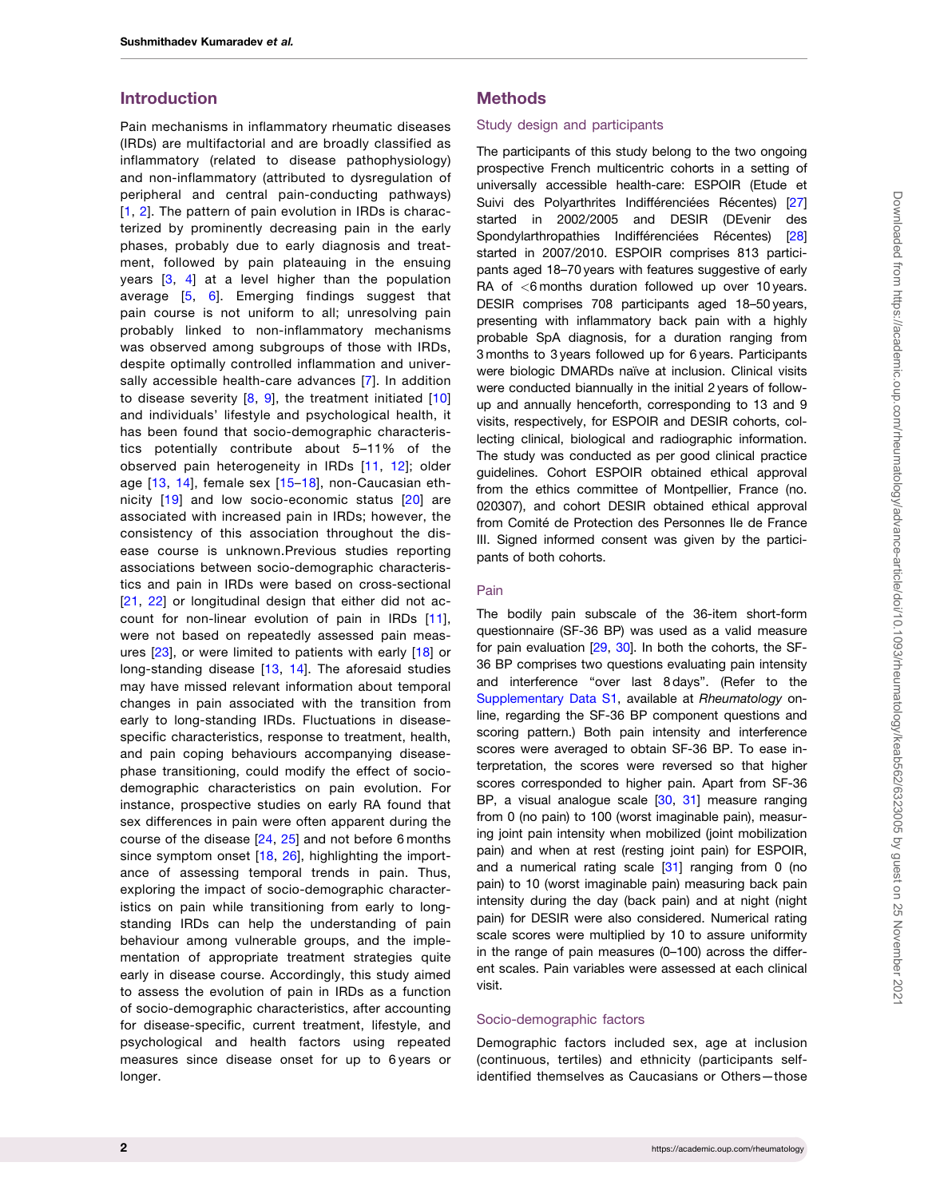## Introduction

Pain mechanisms in inflammatory rheumatic diseases (IRDs) are multifactorial and are broadly classified as inflammatory (related to disease pathophysiology) and non-inflammatory (attributed to dysregulation of peripheral and central pain-conducting pathways) [1, 2]. The pattern of pain evolution in IRDs is characterized by prominently decreasing pain in the early phases, probably due to early diagnosis and treatment, followed by pain plateauing in the ensuing years [3, 4] at a level higher than the population average [5, 6]. Emerging findings suggest that pain course is not uniform to all; unresolving pain probably linked to non-inflammatory mechanisms was observed among subgroups of those with IRDs, despite optimally controlled inflammation and universally accessible health-care advances [7]. In addition to disease severity [8, 9], the treatment initiated [10] and individuals' lifestyle and psychological health, it has been found that socio-demographic characteristics potentially contribute about 5–11% of the observed pain heterogeneity in IRDs [11, 12]; older age [13, 14], female sex [15–18], non-Caucasian ethnicity [19] and low socio-economic status [20] are associated with increased pain in IRDs; however, the consistency of this association throughout the disease course is unknown.Previous studies reporting associations between socio-demographic characteristics and pain in IRDs were based on cross-sectional [21, 22] or longitudinal design that either did not account for non-linear evolution of pain in IRDs [11], were not based on repeatedly assessed pain measures [23], or were limited to patients with early [18] or long-standing disease [13, 14]. The aforesaid studies may have missed relevant information about temporal changes in pain associated with the transition from early to long-standing IRDs. Fluctuations in disease-specific characteristics, response to treatment, health, and pain coping behaviours accompanying disease-phase transitioning, could modify the effect of socio-demographic characteristics on pain evolution. For instance, prospective studies on early RA found that sex differences in pain were often apparent during the course of the disease [24, 25] and not before 6 months since symptom onset [18, 26], highlighting the importance of assessing temporal trends in pain. Thus, exploring the impact of socio-demographic characteristics on pain while transitioning from early to long-standing IRDs can help the understanding of pain behaviour among vulnerable groups, and the implementation of appropriate treatment strategies quite early in disease course. Accordingly, this study aimed to assess the evolution of pain in IRDs as a function of socio-demographic characteristics, after accounting for disease-specific, current treatment, lifestyle, and psychological and health factors using repeated measures since disease onset for up to 6 years or longer.

## Methods

### Study design and participants

The participants of this study belong to the two ongoing prospective French multicentric cohorts in a setting of universally accessible health-care: ESPOIR (Etude et Suivi des Polyarthrites Indifférenciées Récentes) [27] started in 2002/2005 and DESIR (DEvenir des Spondylarthropathies Indifférenciées Récentes) [28] started in 2007/2010. ESPOIR comprises 813 participants aged 18–70 years with features suggestive of early RA of <6 months duration followed up over 10 years. DESIR comprises 708 participants aged 18–50 years, presenting with inflammatory back pain with a highly probable SpA diagnosis, for a duration ranging from 3 months to 3 years followed up for 6 years. Participants were biologic DMARDs naïve at inclusion. Clinical visits were conducted biannually in the initial 2 years of follow-up and annually henceforth, corresponding to 13 and 9 visits, respectively, for ESPOIR and DESIR cohorts, collecting clinical, biological and radiographic information. The study was conducted as per good clinical practice guidelines. Cohort ESPOIR obtained ethical approval from the ethics committee of Montpellier, France (no. 020307), and cohort DESIR obtained ethical approval from Comité de Protection des Personnes Ile de France III. Signed informed consent was given by the participants of both cohorts.

### Pain

The bodily pain subscale of the 36-item short-form questionnaire (SF-36 BP) was used as a valid measure for pain evaluation [29, 30]. In both the cohorts, the SF-36 BP comprises two questions evaluating pain intensity and interference "over last 8 days". (Refer to the Supplementary Data S1, available at *Rheumatology* online, regarding the SF-36 BP component questions and scoring pattern.) Both pain intensity and interference scores were averaged to obtain SF-36 BP. To ease interpretation, the scores were reversed so that higher scores corresponded to higher pain. Apart from SF-36 BP, a visual analogue scale [30, 31] measure ranging from 0 (no pain) to 100 (worst imaginable pain), measuring joint pain intensity when mobilized (joint mobilization pain) and when at rest (resting joint pain) for ESPOIR, and a numerical rating scale [31] ranging from 0 (no pain) to 10 (worst imaginable pain) measuring back pain intensity during the day (back pain) and at night (night pain) for DESIR were also considered. Numerical rating scale scores were multiplied by 10 to assure uniformity in the range of pain measures (0–100) across the different scales. Pain variables were assessed at each clinical visit.

### Socio-demographic factors

Demographic factors included sex, age at inclusion (continuous, tertiles) and ethnicity (participants self-identified themselves as Caucasians or Others—those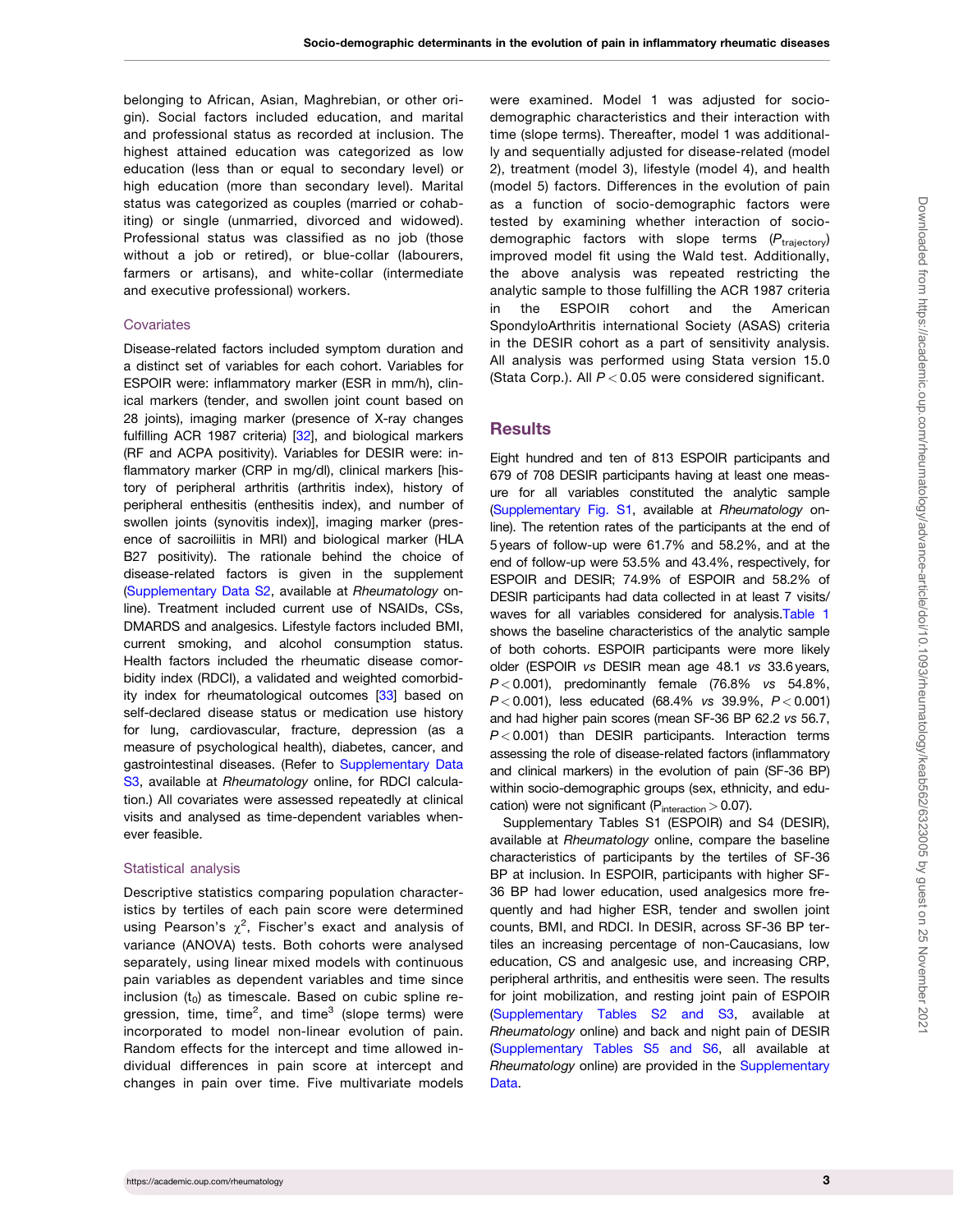belonging to African, Asian, Maghrebian, or other origin). Social factors included education, and marital and professional status as recorded at inclusion. The highest attained education was categorized as low education (less than or equal to secondary level) or high education (more than secondary level). Marital status was categorized as couples (married or cohabiting) or single (unmarried, divorced and widowed). Professional status was classified as no job (those without a job or retired), or blue-collar (labourers, farmers or artisans), and white-collar (intermediate and executive professional) workers.

### Covariates

Disease-related factors included symptom duration and a distinct set of variables for each cohort. Variables for ESPOIR were: inflammatory marker (ESR in mm/h), clinical markers (tender, and swollen joint count based on 28 joints), imaging marker (presence of X-ray changes fulfilling ACR 1987 criteria) [32], and biological markers (RF and ACPA positivity). Variables for DESIR were: inflammatory marker (CRP in mg/dl), clinical markers [history of peripheral arthritis (arthritis index), history of peripheral enthesitis (enthesitis index), and number of swollen joints (synovitis index)], imaging marker (presence of sacroiliitis in MRI) and biological marker (HLA B27 positivity). The rationale behind the choice of disease-related factors is given in the supplement (Supplementary Data S2, available at *Rheumatology* online). Treatment included current use of NSAIDs, CSs, DMARDS and analgesics. Lifestyle factors included BMI, current smoking, and alcohol consumption status. Health factors included the rheumatic disease comorbidity index (RDCI), a validated and weighted comorbidity index for rheumatological outcomes [33] based on self-declared disease status or medication use history for lung, cardiovascular, fracture, depression (as a measure of psychological health), diabetes, cancer, and gastrointestinal diseases. (Refer to Supplementary Data S3, available at *Rheumatology* online, for RDCI calculation.) All covariates were assessed repeatedly at clinical visits and analysed as time-dependent variables whenever feasible.

### Statistical analysis

Descriptive statistics comparing population characteristics by tertiles of each pain score were determined using Pearson's $\chi^2$, Fischer's exact and analysis of variance (ANOVA) tests. Both cohorts were analysed separately, using linear mixed models with continuous pain variables as dependent variables and time since inclusion ($t_0$) as timescale. Based on cubic spline regression, time, time$^2$, and time$^3$ (slope terms) were incorporated to model non-linear evolution of pain. Random effects for the intercept and time allowed individual differences in pain score at intercept and changes in pain over time. Five multivariate models were examined. Model 1 was adjusted for socio-demographic characteristics and their interaction with time (slope terms). Thereafter, model 1 was additionally and sequentially adjusted for disease-related (model 2), treatment (model 3), lifestyle (model 4), and health (model 5) factors. Differences in the evolution of pain as a function of socio-demographic factors were tested by examining whether interaction of socio-demographic factors with slope terms ($P_{trajectory}$) improved model fit using the Wald test. Additionally, the above analysis was repeated restricting the analytic sample to those fulfilling the ACR 1987 criteria in the ESPOIR cohort and the American SpondyloArthritis international Society (ASAS) criteria in the DESIR cohort as a part of sensitivity analysis. All analysis was performed using Stata version 15.0 (Stata Corp.). All $P < 0.05$ were considered significant.

## Results

Eight hundred and ten of 813 ESPOIR participants and 679 of 708 DESIR participants having at least one measure for all variables constituted the analytic sample (Supplementary Fig. S1, available at *Rheumatology* online). The retention rates of the participants at the end of 5 years of follow-up were 61.7% and 58.2%, and at the end of follow-up were 53.5% and 43.4%, respectively, for ESPOIR and DESIR; 74.9% of ESPOIR and 58.2% of DESIR participants had data collected in at least 7 visits/waves for all variables considered for analysis. Table 1 shows the baseline characteristics of the analytic sample of both cohorts. ESPOIR participants were more likely older (ESPOIR *vs* DESIR mean age 48.1 *vs* 33.6 years, $P < 0.001$), predominantly female (76.8% *vs* 54.8%, $P < 0.001$), less educated (68.4% *vs* 39.9%, $P < 0.001$) and had higher pain scores (mean SF-36 BP 62.2 *vs* 56.7, $P < 0.001$) than DESIR participants. Interaction terms assessing the role of disease-related factors (inflammatory and clinical markers) in the evolution of pain (SF-36 BP) within socio-demographic groups (sex, ethnicity, and education) were not significant ($P_{interaction} > 0.07$).

Supplementary Tables S1 (ESPOIR) and S4 (DESIR), available at *Rheumatology* online, compare the baseline characteristics of participants by the tertiles of SF-36 BP at inclusion. In ESPOIR, participants with higher SF-36 BP had lower education, used analgesics more frequently and had higher ESR, tender and swollen joint counts, BMI, and RDCI. In DESIR, across SF-36 BP tertiles an increasing percentage of non-Caucasians, low education, CS and analgesic use, and increasing CRP, peripheral arthritis, and enthesitis were seen. The results for joint mobilization, and resting joint pain of ESPOIR (Supplementary Tables S2 and S3, available at *Rheumatology* online) and back and night pain of DESIR (Supplementary Tables S5 and S6, all available at *Rheumatology* online) are provided in the Supplementary Data.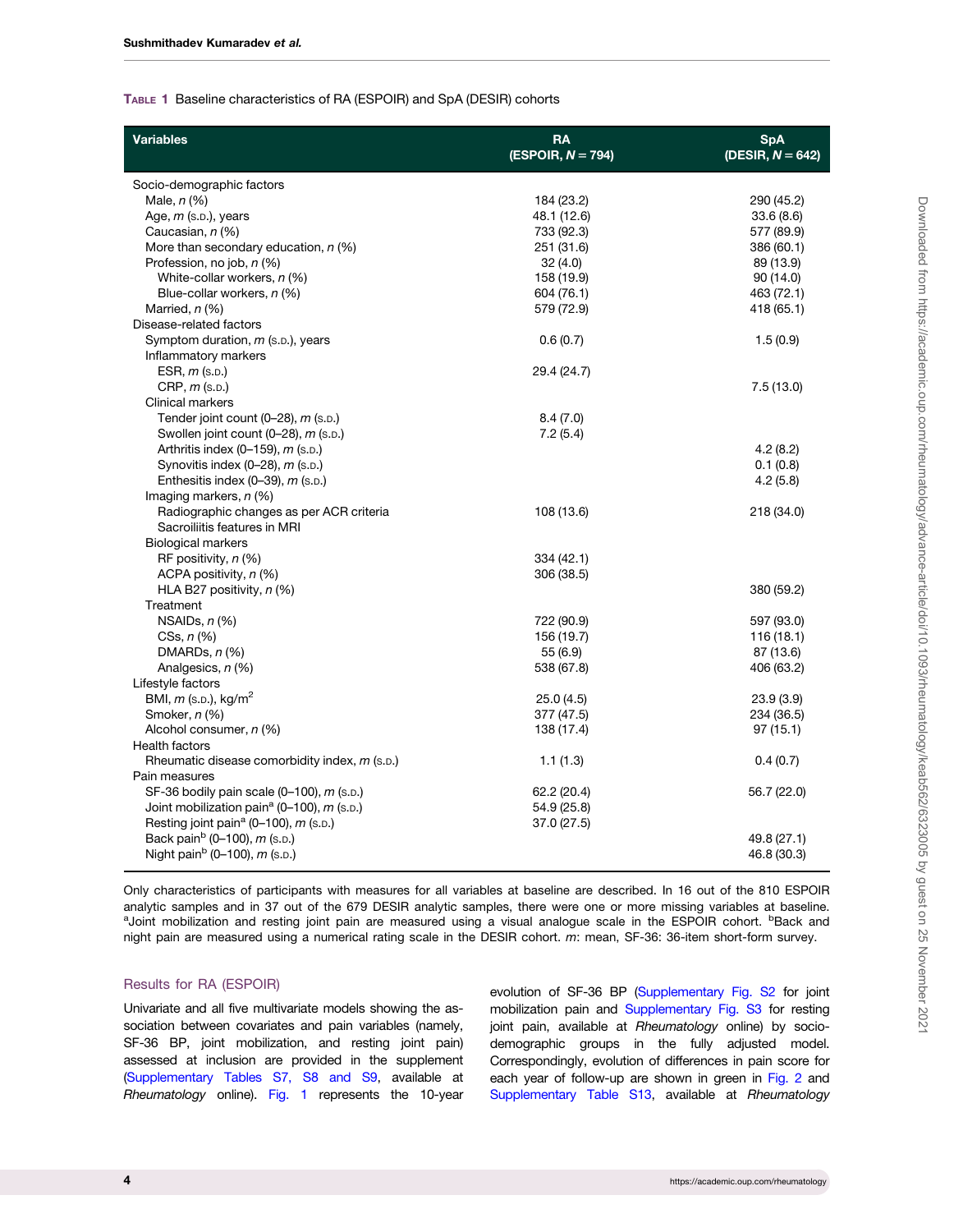**Table 1** Baseline characteristics of RA (ESPOIR) and SpA (DESIR) cohorts

| Variables | RA (ESPOIR, $N = 794$) | SpA (DESIR, $N = 642$) |
|---|---|---|
| Socio-demographic factors | | |
| Male, *n* (%) | 184 (23.2) | 290 (45.2) |
| Age, *m* (S.D.), years | 48.1 (12.6) | 33.6 (8.6) |
| Caucasian, *n* (%) | 733 (92.3) | 577 (89.9) |
| More than secondary education, *n* (%) | 251 (31.6) | 386 (60.1) |
| Profession, no job, *n* (%) | 32 (4.0) | 89 (13.9) |
| White-collar workers, *n* (%) | 158 (19.9) | 90 (14.0) |
| Blue-collar workers, *n* (%) | 604 (76.1) | 463 (72.1) |
| Married, *n* (%) | 579 (72.9) | 418 (65.1) |
| Disease-related factors | | |
| Symptom duration, *m* (S.D.), years | 0.6 (0.7) | 1.5 (0.9) |
| Inflammatory markers | | |
| ESR, *m* (S.D.) | 29.4 (24.7) | |
| CRP, *m* (S.D.) | | 7.5 (13.0) |
| Clinical markers | | |
| Tender joint count (0–28), *m* (S.D.) | 8.4 (7.0) | |
| Swollen joint count (0–28), *m* (S.D.) | 7.2 (5.4) | |
| Arthritis index (0–159), *m* (S.D.) | | 4.2 (8.2) |
| Synovitis index (0–28), *m* (S.D.) | | 0.1 (0.8) |
| Enthesitis index (0–39), *m* (S.D.) | | 4.2 (5.8) |
| Imaging markers, *n* (%) | | |
| Radiographic changes as per ACR criteria | 108 (13.6) | 218 (34.0) |
| Sacroiliitis features in MRI | | |
| Biological markers | | |
| RF positivity, *n* (%) | 334 (42.1) | |
| ACPA positivity, *n* (%) | 306 (38.5) | |
| HLA B27 positivity, *n* (%) | | 380 (59.2) |
| Treatment | | |
| NSAIDs, *n* (%) | 722 (90.9) | 597 (93.0) |
| CSs, *n* (%) | 156 (19.7) | 116 (18.1) |
| DMARDs, *n* (%) | 55 (6.9) | 87 (13.6) |
| Analgesics, *n* (%) | 538 (67.8) | 406 (63.2) |
| Lifestyle factors | | |
| BMI, *m* (S.D.), kg/m$^2$ | 25.0 (4.5) | 23.9 (3.9) |
| Smoker, *n* (%) | 377 (47.5) | 234 (36.5) |
| Alcohol consumer, *n* (%) | 138 (17.4) | 97 (15.1) |
| Health factors | | |
| Rheumatic disease comorbidity index, *m* (S.D.) | 1.1 (1.3) | 0.4 (0.7) |
| Pain measures | | |
| SF-36 bodily pain scale (0–100), *m* (S.D.) | 62.2 (20.4) | 56.7 (22.0) |
| Joint mobilization pain[a] (0–100), *m* (S.D.) | 54.9 (25.8) | |
| Resting joint pain[a] (0–100), *m* (S.D.) | 37.0 (27.5) | |
| Back pain[b] (0–100), *m* (S.D.) | | 49.8 (27.1) |
| Night pain[b] (0–100), *m* (S.D.) | | 46.8 (30.3) |

Only characteristics of participants with measures for all variables at baseline are described. In 16 out of the 810 ESPOIR analytic samples, and in 37 out of the 679 DESIR analytic samples, there were one or more missing variables at baseline. [a]Joint mobilization and resting joint pain are measured using a visual analogue scale in the ESPOIR cohort. [b]Back and night pain are measured using a numerical rating scale in the DESIR cohort. *m*: mean, SF-36: 36-item short-form survey.

### Results for RA (ESPOIR)

Univariate and all five multivariate models showing the association between covariates and pain variables (namely, SF-36 BP, joint mobilization, and resting joint pain) assessed at inclusion are provided in the supplement (Supplementary Tables S7, S8 and S9, available at *Rheumatology* online). Fig. 1 represents the 10-year evolution of SF-36 BP (Supplementary Fig. S2 for joint mobilization pain and Supplementary Fig. S3 for resting joint pain, available at *Rheumatology* online) by socio-demographic groups in the fully adjusted model. Correspondingly, evolution of differences in pain score for each year of follow-up are shown in green in Fig. 2 and Supplementary Table S13, available at *Rheumatology*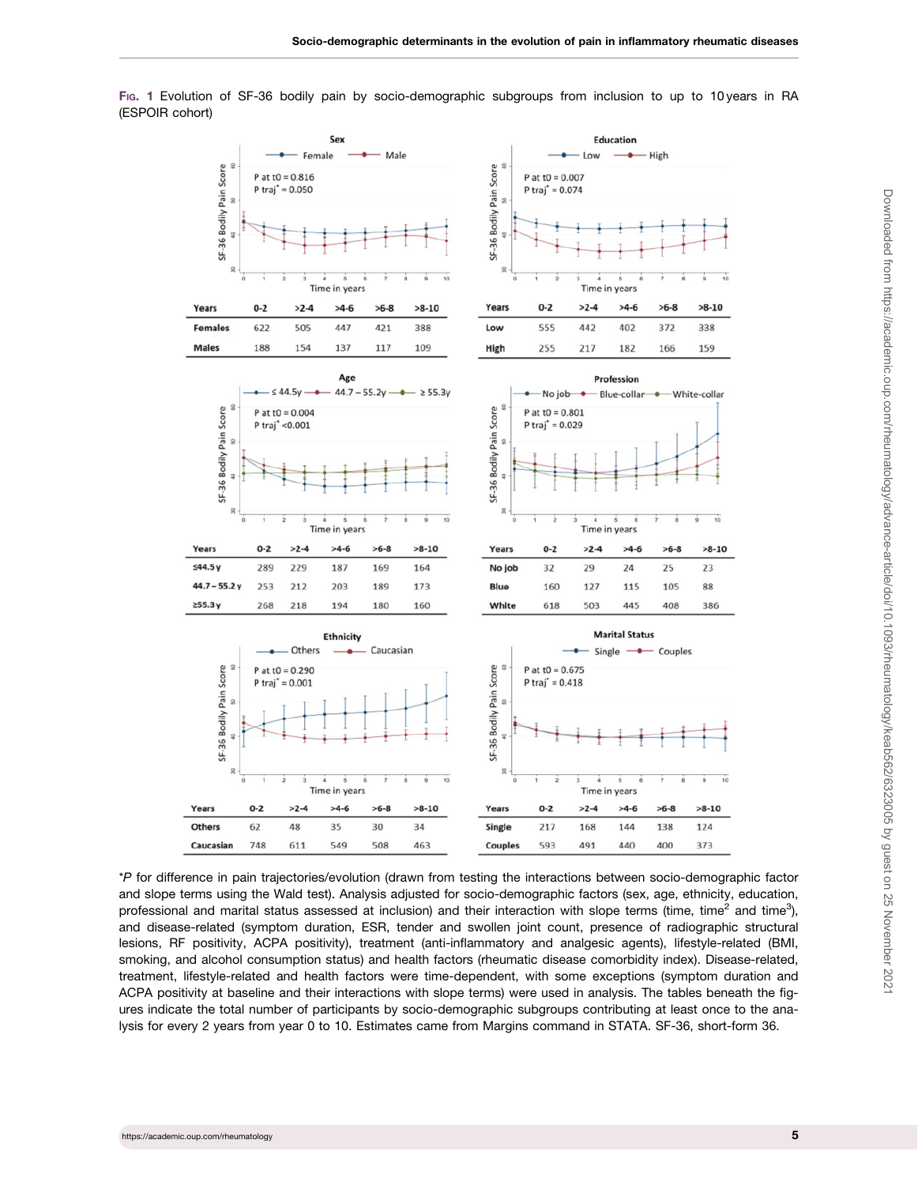Fig. 1 Evolution of SF-36 bodily pain by socio-demographic subgroups from inclusion to up to 10 years in RA (ESPOIR cohort)

**Sex** (P at t0 = 0.816; P traj* = 0.050)

| Years | 0-2 | >2-4 | >4-6 | >6-8 | >8-10 |
|---|---|---|---|---|---|
| Females | 622 | 505 | 447 | 421 | 388 |
| Males | 188 | 154 | 137 | 117 | 109 |

**Education** (P at t0 = 0.007; P traj* = 0.074)

| Years | 0-2 | >2-4 | >4-6 | >6-8 | >8-10 |
|---|---|---|---|---|---|
| Low | 555 | 442 | 402 | 372 | 338 |
| High | 255 | 217 | 182 | 166 | 159 |

**Age** (P at t0 = 0.004; P traj* <0.001)

| Years | 0-2 | >2-4 | >4-6 | >6-8 | >8-10 |
|---|---|---|---|---|---|
| ≤44.5 y | 289 | 229 | 187 | 169 | 164 |
| 44.7 – 55.2 y | 253 | 212 | 203 | 189 | 173 |
| ≥55.3 y | 268 | 218 | 194 | 180 | 160 |

**Profession** (P at t0 = 0.801; P traj* = 0.029)

| Years | 0-2 | >2-4 | >4-6 | >6-8 | >8-10 |
|---|---|---|---|---|---|
| No job | 32 | 29 | 24 | 25 | 23 |
| Blue | 160 | 127 | 115 | 105 | 88 |
| White | 618 | 503 | 445 | 408 | 386 |

**Ethnicity** (P at t0 = 0.290; P traj* = 0.001)

| Years | 0-2 | >2-4 | >4-6 | >6-8 | >8-10 |
|---|---|---|---|---|---|
| Others | 62 | 48 | 35 | 30 | 34 |
| Caucasian | 748 | 611 | 549 | 508 | 463 |

**Marital Status** (P at t0 = 0.675; P traj* = 0.418)

| Years | 0-2 | >2-4 | >4-6 | >6-8 | >8-10 |
|---|---|---|---|---|---|
| Single | 217 | 168 | 144 | 138 | 124 |
| Couples | 593 | 491 | 440 | 400 | 373 |

\*P for difference in pain trajectories/evolution (drawn from testing the interactions between socio-demographic factor and slope terms using the Wald test). Analysis adjusted for socio-demographic factors (sex, age, ethnicity, education, professional and marital status assessed at inclusion) and their interaction with slope terms (time, time$^2$ and time$^3$), and disease-related (symptom duration, ESR, tender and swollen joint count, presence of radiographic structural lesions, RF positivity, ACPA positivity), treatment (anti-inflammatory and analgesic agents), lifestyle-related (BMI, smoking, and alcohol consumption status) and health factors (rheumatic disease comorbidity index). Disease-related, treatment, lifestyle-related and health factors were time-dependent, with some exceptions (symptom duration and ACPA positivity at baseline and their interactions with slope terms) were used in analysis. The tables beneath the figures indicate the total number of participants by socio-demographic subgroups contributing at least once to the analysis for every 2 years from year 0 to 10. Estimates came from Margins command in STATA. SF-36, short-form 36.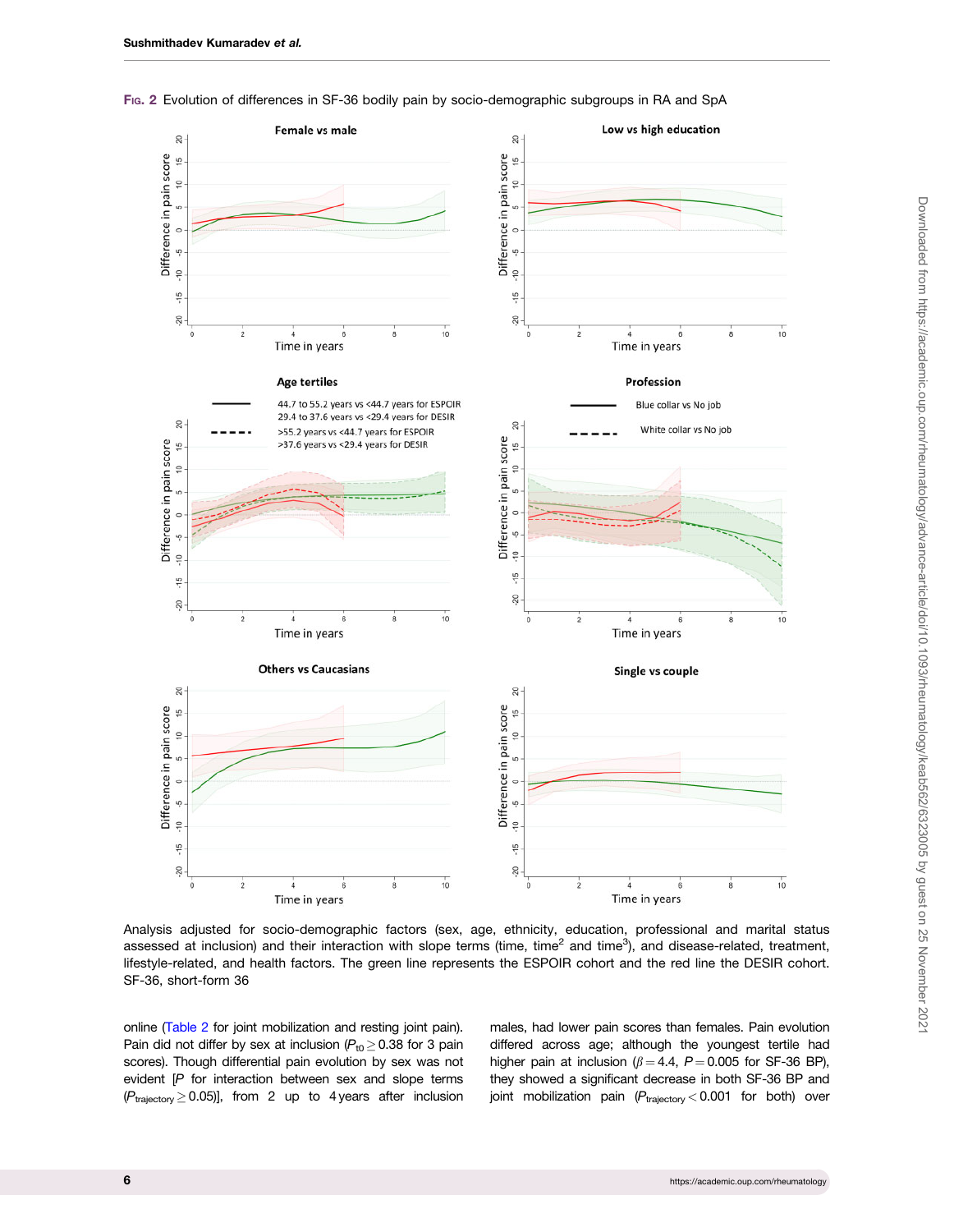Fig. 2 Evolution of differences in SF-36 bodily pain by socio-demographic subgroups in RA and SpA

Analysis adjusted for socio-demographic factors (sex, age, ethnicity, education, professional and marital status assessed at inclusion) and their interaction with slope terms (time, time$^2$ and time$^3$), and disease-related, treatment, lifestyle-related, and health factors. The green line represents the ESPOIR cohort and the red line the DESIR cohort. SF-36, short-form 36

online (Table 2 for joint mobilization and resting joint pain). Pain did not differ by sex at inclusion ($P_{t0} \geq 0.38$ for 3 pain scores). Though differential pain evolution by sex was not evident [P for interaction between sex and slope terms ($P_{trajectory} \geq 0.05$)], from 2 up to 4 years after inclusion males, had lower pain scores than females. Pain evolution differed across age; although the youngest tertile had higher pain at inclusion ($\beta = 4.4$, $P = 0.005$ for SF-36 BP), they showed a significant decrease in both SF-36 BP and joint mobilization pain ($P_{trajectory} < 0.001$ for both) over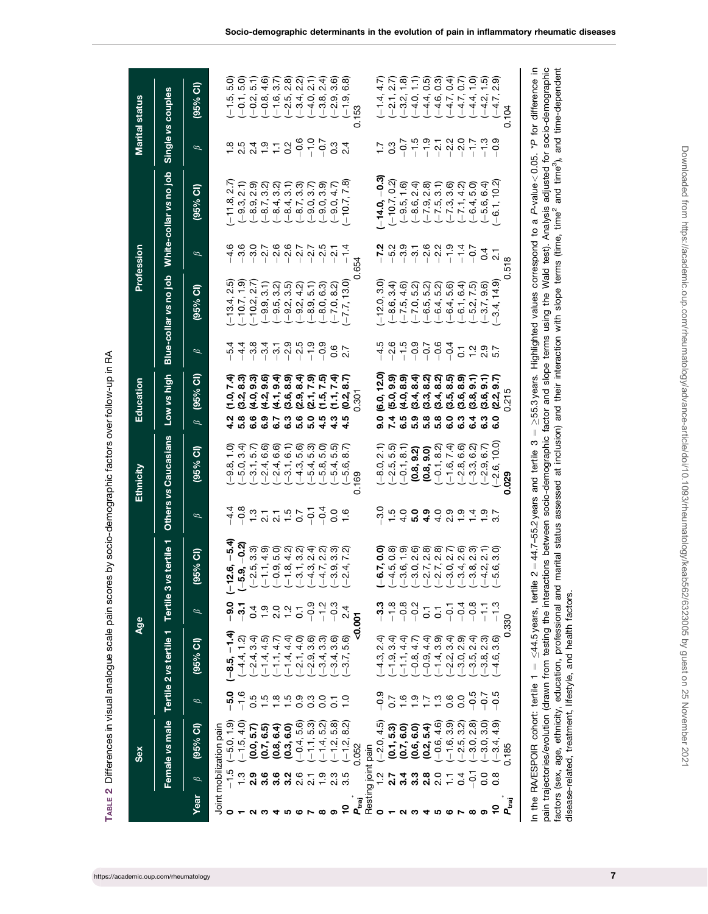**Table 2** Differences in visual analogue scale pain scores by socio-demographic factors over follow-up in RA

| | Sex | | Age | | | | Ethnicity | | Education | | Profession | | | | Marital status | |
|---|---|---|---|---|---|---|---|---|---|---|---|---|---|---|---|---|
| | Female vs male | | Tertile 2 vs tertile 1 | | Tertile 3 vs tertile 1 | | Others vs Caucasians | | Low vs high | | Blue-collar vs no job | | White-collar vs no job | | Single vs couples | |
| Year | β | (95% CI) | β | (95% CI) | β | (95% CI) | β | (95% CI) | β | (95% CI) | β | (95% CI) | β | (95% CI) | β | (95% CI) |
| Joint mobilization pain | | | | | | | | | | | | | | | | |
| 0 | −1.5 | (−5.0, 1.9) | **−5.0** | **(−8.5, −1.4)** | **−9.0** | **(−12.6, −5.4)** | −4.4 | (−9.8, 1.0) | **4.2** | **(1.0, 7.4)** | −5.4 | (−13.4, 2.5) | −4.6 | (−11.8, 2.7) | 1.8 | (−1.5, 5.0) |
| 1 | 1.3 | (−1.5, 4.0) | −1.6 | (−4.4, 1.2) | **−3.1** | **(−5.9, −0.2)** | −0.8 | (−5.0, 3.4) | **5.8** | **(3.2, 8.3)** | −4.4 | (−10.7, 1.9) | −3.6 | (−9.3, 2.1) | 2.5 | (−0.1, 5.0) |
| 2 | **2.9** | **(0.0, 5.7)** | 0.5 | (−2.4, 3.4) | 0.4 | (−2.5, 3.3) | 1.3 | (−3.1, 5.7) | **6.6** | **(4.0, 9.3)** | −3.8 | (−10.2, 2.7) | −3.0 | (−8.9, 2.9) | 2.4 | (−0.2, 5.1) |
| 3 | **3.6** | **(0.7, 6.5)** | 1.5 | (−1.4, 4.5) | 1.9 | (−1.1, 4.9) | 2.1 | (−2.4, 6.6) | **6.9** | **(4.2, 9.6)** | −3.4 | (−9.9, 3.1) | −2.7 | (−8.7, 3.2) | 1.9 | (−0.8, 4.6) |
| 4 | **3.6** | **(0.8, 6.4)** | 1.8 | (−1.1, 4.7) | 2.0 | (−0.9, 5.0) | 2.1 | (−2.4, 6.6) | **6.7** | **(4.1, 9.4)** | −3.1 | (−9.5, 3.2) | −2.6 | (−8.4, 3.2) | 1.1 | (−1.6, 3.7) |
| 5 | **3.2** | **(0.3, 6.0)** | 1.5 | (−1.4, 4.4) | 1.2 | (−1.8, 4.2) | 1.5 | (−3.1, 6.1) | **6.3** | **(3.6, 8.9)** | −2.9 | (−9.2, 3.5) | −2.6 | (−8.4, 3.1) | 0.2 | (−2.5, 2.8) |
| 6 | 2.6 | (−0.4, 5.6) | 0.9 | (−2.1, 4.0) | 0.1 | (−3.1, 3.2) | 0.7 | (−4.3, 5.6) | **5.6** | **(2.9, 8.4)** | −2.5 | (−9.2, 4.2) | −2.7 | (−8.7, 3.3) | −0.6 | (−3.4, 2.2) |
| 7 | 2.1 | (−1.1, 5.3) | 0.3 | (−2.9, 3.6) | −0.9 | (−4.3, 2.4) | −0.1 | (−5.4, 5.3) | **5.0** | **(2.1, 7.9)** | −1.9 | (−8.9, 5.1) | −2.7 | (−9.0, 3.7) | −1.0 | (−4.0, 2.1) |
| 8 | 1.9 | (−1.4, 5.2) | 0.0 | (−3.4, 3.3) | −1.2 | (−4.7, 2.2) | −0.4 | (−5.8, 5.0) | **4.5** | **(1.5, 7.5)** | −0.9 | (−8.0, 6.3) | −2.5 | (−9.0, 3.9) | −0.7 | (−3.8, 2.4) |
| 9 | 2.3 | (−1.2, 5.8) | 0.1 | (−3.4, 3.6) | −0.3 | (−3.9, 3.3) | 0.0 | (−5.4, 5.5) | **4.3** | **(1.1, 7.4)** | 0.6 | (−7.0, 8.2) | −2.1 | (−9.0, 4.7) | 0.3 | (−2.9, 3.6) |
| 10 | 3.5 | (−1.2, 8.2) | 1.0 | (−3.7, 5.6) | 2.4 | (−2.4, 7.2) | 1.6 | (−5.6, 8.7) | **4.5** | **(0.2, 8.7)** | 2.7 | (−7.7, 13.0) | −1.4 | (−10.7, 7.8) | 2.4 | (−1.9, 6.8) |
| $P_{traj}$* | 0.052 | | | **<0.001** | | | 0.169 | | 0.301 | | | 0.654 | | | 0.153 | |
| Resting joint pain | | | | | | | | | | | | | | | | |
| 0 | 1.2 | (−2.0, 4.5) | −0.9 | (−4.3, 2.4) | **−3.3** | **(−6.7, 0.0)** | −3.0 | (−8.0, 2.1) | **9.0** | **(6.0, 12.0)** | −4.5 | (−12.0, 3.0) | **−7.2** | **(−14.0, −0.3)** | 1.7 | (−1.4, 4.7) |
| 1 | **2.7** | **(0.1, 5.3)** | 0.7 | (−1.9, 3.4) | −1.8 | (−4.5, 0.8) | 1.5 | (−2.5, 5.5) | **7.4** | **(5.0, 9.9)** | −2.6 | (−8.6, 3.4) | −5.2 | (−10.7, 0.2) | 0.3 | (−2.1, 2.7) |
| 2 | **3.4** | **(0.7, 6.0)** | 1.6 | (−1.1, 4.4) | −0.8 | (−3.6, 1.9) | 4.0 | (−0.1, 8.1) | **6.5** | **(4.0, 8.9)** | −1.5 | (−7.5, 4.6) | −3.9 | (−9.5, 1.6) | −0.7 | (−3.2, 1.8) |
| 3 | **3.3** | **(0.6, 6.0)** | 1.9 | (−0.8, 4.7) | −0.2 | (−3.0, 2.6) | **5.0** | **(0.8, 9.2)** | **5.9** | **(3.4, 8.4)** | −0.9 | (−7.0, 5.2) | −3.1 | (−8.6, 2.4) | −1.5 | (−4.0, 1.1) |
| 4 | **2.8** | **(0.2, 5.4)** | 1.7 | (−0.9, 4.4) | 0.1 | (−2.7, 2.8) | **4.9** | **(0.8, 9.0)** | **5.8** | **(3.3, 8.2)** | −0.7 | (−6.5, 5.2) | −2.6 | (−7.9, 2.8) | −1.9 | (−4.4, 0.5) |
| 5 | 2.0 | (−0.6, 4.6) | 1.3 | (−1.4, 3.9) | 0.1 | (−2.7, 2.8) | 4.0 | (−0.1, 8.2) | **5.8** | **(3.4, 8.2)** | −0.6 | (−6.4, 5.2) | −2.2 | (−7.5, 3.1) | −2.1 | (−4.6, 0.3) |
| 6 | 1.1 | (−1.6, 3.9) | 0.6 | (−2.2, 3.4) | −0.1 | (−3.0, 2.7) | 2.9 | (−1.6, 7.4) | **6.0** | **(3.5, 8.5)** | −0.4 | (−6.4, 5.6) | −1.9 | (−7.3, 3.6) | −2.2 | (−4.7, 0.4) |
| 7 | 0.4 | (−2.5, 3.2) | 0.0 | (−3.0, 2.9) | −0.4 | (−3.4, 2.6) | 1.9 | (−2.8, 6.6) | **6.3** | **(3.6, 8.9)** | 0.1 | (−6.1, 6.4) | −1.4 | (−7.1, 4.2) | −2.0 | (−4.7, 0.7) |
| 8 | −0.1 | (−3.0, 2.8) | −0.5 | (−3.5, 2.4) | −0.8 | (−3.8, 2.3) | 1.4 | (−3.3, 6.2) | **6.4** | **(3.8, 9.1)** | 1.2 | (−5.2, 7.5) | −0.7 | (−6.4, 5.0) | −1.7 | (−4.4, 1.0) |
| 9 | 0.0 | (−3.0, 3.0) | −0.7 | (−3.8, 2.3) | −1.1 | (−4.2, 2.1) | 1.9 | (−2.9, 6.7) | **6.3** | **(3.6, 9.1)** | 2.9 | (−3.7, 9.6) | 0.4 | (−5.6, 6.4) | −1.3 | (−4.2, 1.5) |
| 10 | 0.8 | (−3.4, 4.9) | −0.5 | (−4.6, 3.6) | −1.3 | (−5.6, 3.0) | 3.7 | (−2.6, 10.0) | **6.0** | **(2.2, 9.7)** | 5.7 | (−3.4, 14.9) | 2.1 | (−6.1, 10.2) | −0.9 | (−4.7, 2.9) |
| $P_{traj}$* | 0.185 | | | 0.330 | | | **0.029** | | 0.215 | | | 0.518 | | | 0.104 | |

In the RA/ESPOIR cohort: tertile 1 = ≤44.5 years, tertile 2 = 44.7–55.2 years and tertile 3 = ≥55.3 years. Highlighted values correspond to a *P*-value < 0.05. **P* for difference in pain trajectories/evolution (drawn from testing the interactions between socio-demographic factor and slope terms using the Wald test). Analysis adjusted for socio-demographic factors (sex, age, ethnicity, education, professional and marital status assessed at inclusion) and their interaction with slope terms (time, time² and time³), and time-dependent disease-related, treatment, lifestyle, and health factors.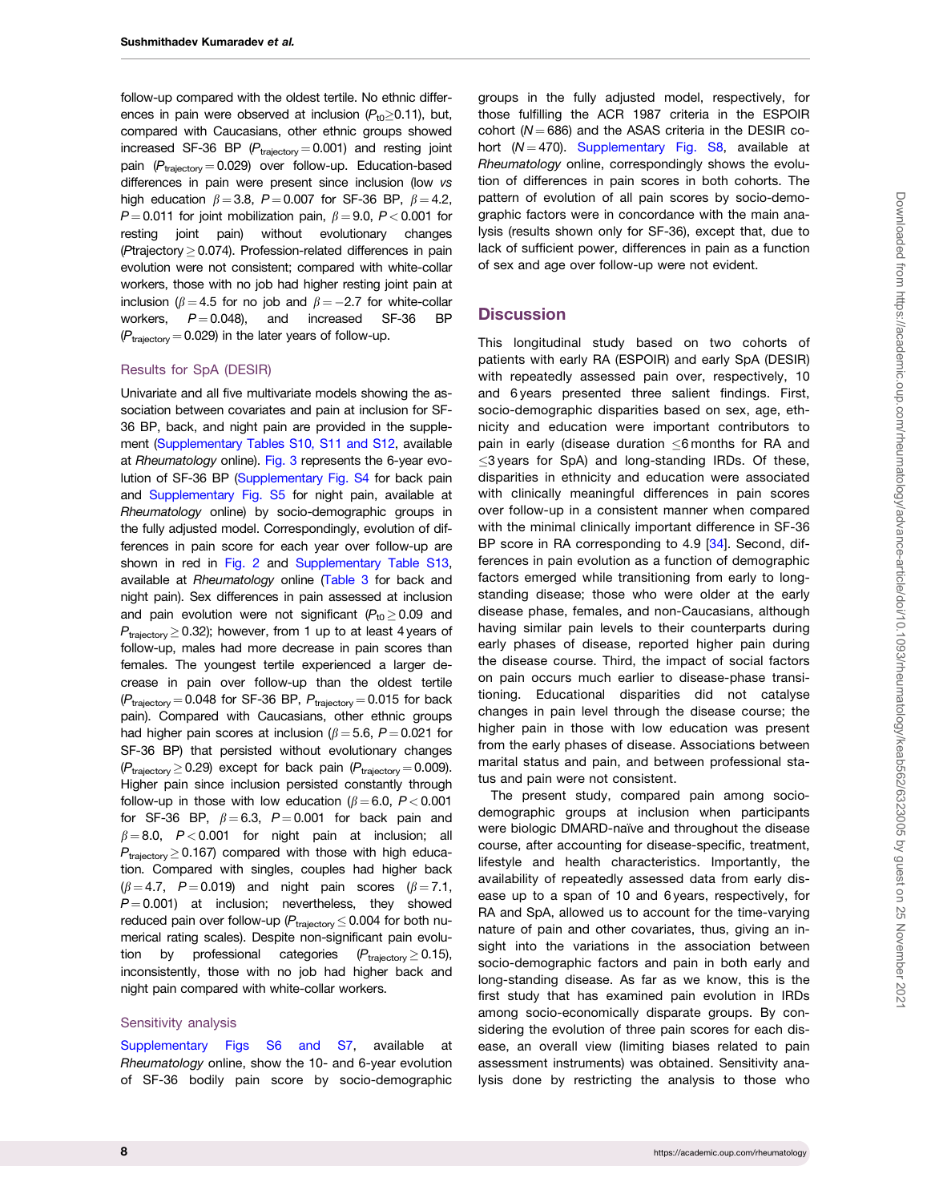follow-up compared with the oldest tertile. No ethnic differences in pain were observed at inclusion ($P_{t0} \geq 0.11$), but, compared with Caucasians, other ethnic groups showed increased SF-36 BP ($P_{trajectory} = 0.001$) and resting joint pain ($P_{trajectory} = 0.029$) over follow-up. Education-based differences in pain were present since inclusion (low *vs* high education $\beta = 3.8$, $P = 0.007$ for SF-36 BP, $\beta = 4.2$, $P = 0.011$ for joint mobilization pain, $\beta = 9.0$, $P < 0.001$ for resting joint pain) without evolutionary changes ($P$trajectory $\geq 0.074$). Profession-related differences in pain evolution were not consistent; compared with white-collar workers, those with no job had higher resting joint pain at inclusion ($\beta = 4.5$ for no job and $\beta = -2.7$ for white-collar workers, $P = 0.048$), and increased SF-36 BP ($P_{trajectory} = 0.029$) in the later years of follow-up.

### Results for SpA (DESIR)

Univariate and all five multivariate models showing the association between covariates and pain at inclusion for SF-36 BP, back, and night pain are provided in the supplement (Supplementary Tables S10, S11 and S12, available at *Rheumatology* online). Fig. 3 represents the 6-year evolution of SF-36 BP (Supplementary Fig. S4 for back pain and Supplementary Fig. S5 for night pain, available at *Rheumatology* online) by socio-demographic groups in the fully adjusted model. Correspondingly, evolution of differences in pain score for each year over follow-up are shown in red in Fig. 2 and Supplementary Table S13, available at *Rheumatology* online (Table 3 for back and night pain). Sex differences in pain assessed at inclusion and pain evolution were not significant ($P_{t0} \geq 0.09$ and $P_{trajectory} \geq 0.32$); however, from 1 up to at least 4 years of follow-up, males had more decrease in pain scores than females. The youngest tertile experienced a larger decrease in pain over follow-up than the oldest tertile ($P_{trajectory} = 0.048$ for SF-36 BP, $P_{trajectory} = 0.015$ for back pain). Compared with Caucasians, other ethnic groups had higher pain scores at inclusion ($\beta = 5.6$, $P = 0.021$ for SF-36 BP) that persisted without evolutionary changes ($P_{trajectory} \geq 0.29$) except for back pain ($P_{trajectory} = 0.009$). Higher pain since inclusion persisted constantly through follow-up in those with low education ($\beta = 6.0$, $P < 0.001$ for SF-36 BP, $\beta = 6.3$, $P = 0.001$ for back pain and $\beta = 8.0$, $P < 0.001$ for night pain at inclusion; all $P_{trajectory} \geq 0.167$) compared with those with high education. Compared with singles, couples had higher back ($\beta = 4.7$, $P = 0.019$) and night pain scores ($\beta = 7.1$, $P = 0.001$) at inclusion; nevertheless, they showed reduced pain over follow-up ($P_{trajectory} \leq 0.004$ for both numerical rating scales). Despite non-significant pain evolution by professional categories ($P_{trajectory} \geq 0.15$), inconsistently, those with no job had higher back and night pain compared with white-collar workers.

### Sensitivity analysis

Supplementary Figs S6 and S7, available at *Rheumatology* online, show the 10- and 6-year evolution of SF-36 bodily pain score by socio-demographic groups in the fully adjusted model, respectively, for those fulfilling the ACR 1987 criteria in the ESPOIR cohort ($N = 686$) and the ASAS criteria in the DESIR cohort ($N = 470$). Supplementary Fig. S8, available at *Rheumatology* online, correspondingly shows the evolution of differences in pain scores in both cohorts. The pattern of evolution of all pain scores by socio-demographic factors were in concordance with the main analysis (results shown only for SF-36), except that, due to lack of sufficient power, differences in pain as a function of sex and age over follow-up were not evident.

## Discussion

This longitudinal study based on two cohorts of patients with early RA (ESPOIR) and early SpA (DESIR) with repeatedly assessed pain over, respectively, 10 and 6 years presented three salient findings. First, socio-demographic disparities based on sex, age, ethnicity and education were important contributors to pain in early (disease duration ≤6 months for RA and ≤3 years for SpA) and long-standing IRDs. Of these, disparities in ethnicity and education were associated with clinically meaningful differences in pain scores over follow-up in a consistent manner when compared with the minimal clinically important difference in SF-36 BP score in RA corresponding to 4.9 [34]. Second, differences in pain evolution as a function of demographic factors emerged while transitioning from early to long-standing disease; those who were older at the early disease phase, females, and non-Caucasians, although having similar pain levels to their counterparts during early phases of disease, reported higher pain during the disease course. Third, the impact of social factors on pain occurs much earlier to disease-phase transitioning. Educational disparities did not catalyse changes in pain level through the disease course; the higher pain in those with low education was present from the early phases of disease. Associations between marital status and pain, and between professional status and pain were not consistent.

The present study, compared pain among socio-demographic groups at inclusion when participants were biologic DMARD-naïve and throughout the disease course, after accounting for disease-specific, treatment, lifestyle and health characteristics. Importantly, the availability of repeatedly assessed data from early disease up to a span of 10 and 6 years, respectively, for RA and SpA, allowed us to account for the time-varying nature of pain and other covariates, thus, giving an insight into the variations in the association between socio-demographic factors and pain in both early and long-standing disease. As far as we know, this is the first study that has examined pain evolution in IRDs among socio-economically disparate groups. By considering the evolution of three pain scores for each disease, an overall view (limiting biases related to pain assessment instruments) was obtained. Sensitivity analysis done by restricting the analysis to those who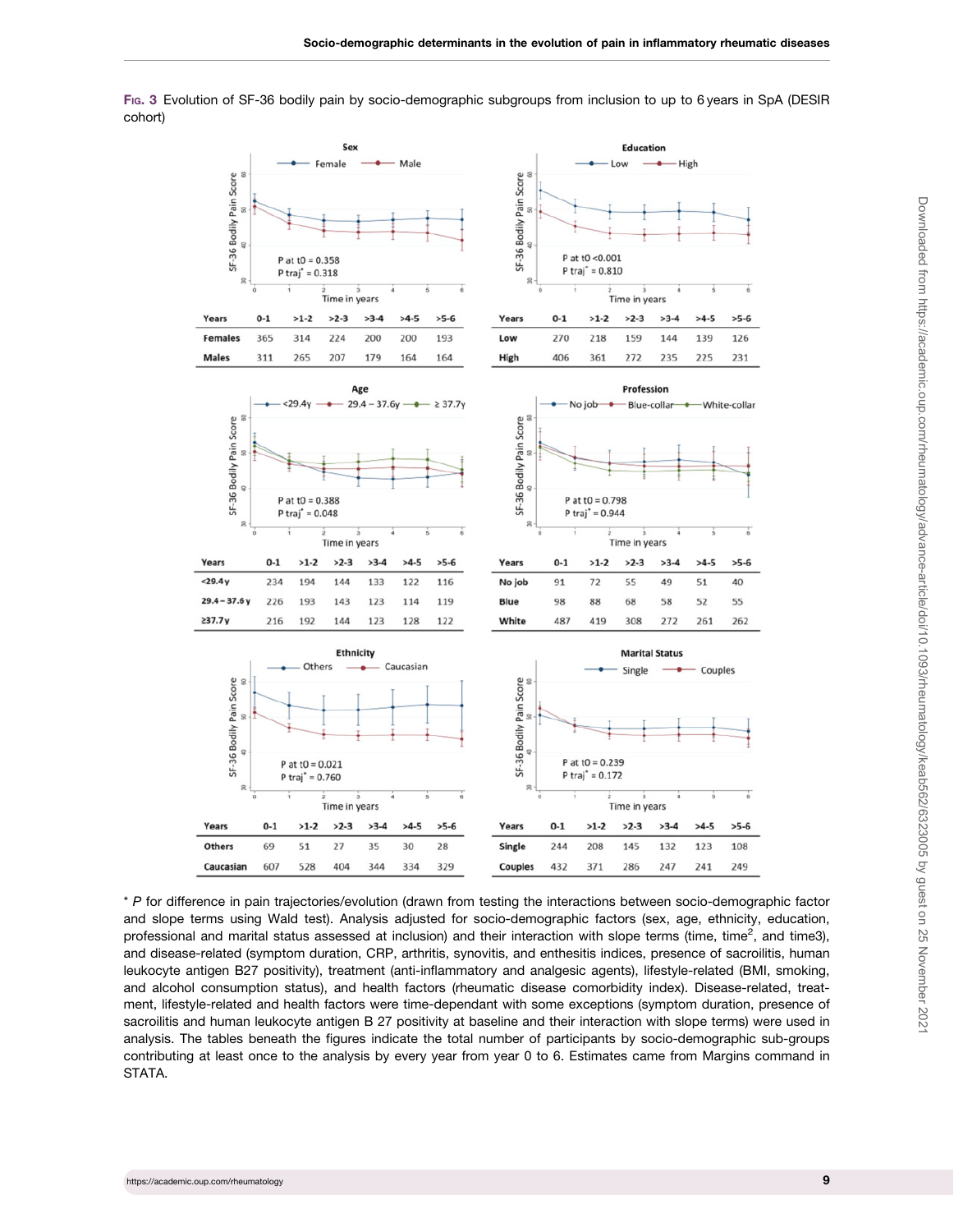Fig. 3 Evolution of SF-36 bodily pain by socio-demographic subgroups from inclusion to up to 6 years in SpA (DESIR cohort)

**Sex** — P at t0 = 0.358; P traj* = 0.318

| Years | 0-1 | >1-2 | >2-3 | >3-4 | >4-5 | >5-6 |
|---|---|---|---|---|---|---|
| Females | 365 | 314 | 224 | 200 | 200 | 193 |
| Males | 311 | 265 | 207 | 179 | 164 | 164 |

**Education** — P at t0 <0.001; P traj* = 0.810

| Years | 0-1 | >1-2 | >2-3 | >3-4 | >4-5 | >5-6 |
|---|---|---|---|---|---|---|
| Low | 270 | 218 | 159 | 144 | 139 | 126 |
| High | 406 | 361 | 272 | 235 | 225 | 231 |

**Age** — P at t0 = 0.388; P traj* = 0.048

| Years | 0-1 | >1-2 | >2-3 | >3-4 | >4-5 | >5-6 |
|---|---|---|---|---|---|---|
| <29.4 y | 234 | 194 | 144 | 133 | 122 | 116 |
| 29.4 – 37.6 y | 226 | 193 | 143 | 123 | 114 | 119 |
| ≥37.7 y | 216 | 192 | 144 | 123 | 128 | 122 |

**Profession** — P at t0 = 0.798; P traj* = 0.944

| Years | 0-1 | >1-2 | >2-3 | >3-4 | >4-5 | >5-6 |
|---|---|---|---|---|---|---|
| No job | 91 | 72 | 55 | 49 | 51 | 40 |
| Blue | 98 | 88 | 68 | 58 | 52 | 55 |
| White | 487 | 419 | 308 | 272 | 261 | 262 |

**Ethnicity** — P at t0 = 0.021; P traj* = 0.760

| Years | 0-1 | >1-2 | >2-3 | >3-4 | >4-5 | >5-6 |
|---|---|---|---|---|---|---|
| Others | 69 | 51 | 27 | 35 | 30 | 28 |
| Caucasian | 607 | 528 | 404 | 344 | 334 | 329 |

**Marital Status** — P at t0 = 0.239; P traj* = 0.172

| Years | 0-1 | >1-2 | >2-3 | >3-4 | >4-5 | >5-6 |
|---|---|---|---|---|---|---|
| Single | 244 | 208 | 145 | 132 | 123 | 108 |
| Couples | 432 | 371 | 286 | 247 | 241 | 249 |

\* *P* for difference in pain trajectories/evolution (drawn from testing the interactions between socio-demographic factor and slope terms using Wald test). Analysis adjusted for socio-demographic factors (sex, age, ethnicity, education, professional and marital status assessed at inclusion) and their interaction with slope terms (time, time$^2$, and time3), and disease-related (symptom duration, CRP, arthritis, synovitis, and enthesitis indices, presence of sacroiliitis, human leukocyte antigen B27 positivity), treatment (anti-inflammatory and analgesic agents), lifestyle-related (BMI, smoking, and alcohol consumption status), and health factors (rheumatic disease comorbidity index). Disease-related, treatment, lifestyle-related and health factors were time-dependant with some exceptions (symptom duration, presence of sacroiliitis and human leukocyte antigen B 27 positivity at baseline and their interaction with slope terms) were used in analysis. The tables beneath the figures indicate the total number of participants by socio-demographic sub-groups contributing at least once to the analysis by every year from year 0 to 6. Estimates came from Margins command in STATA.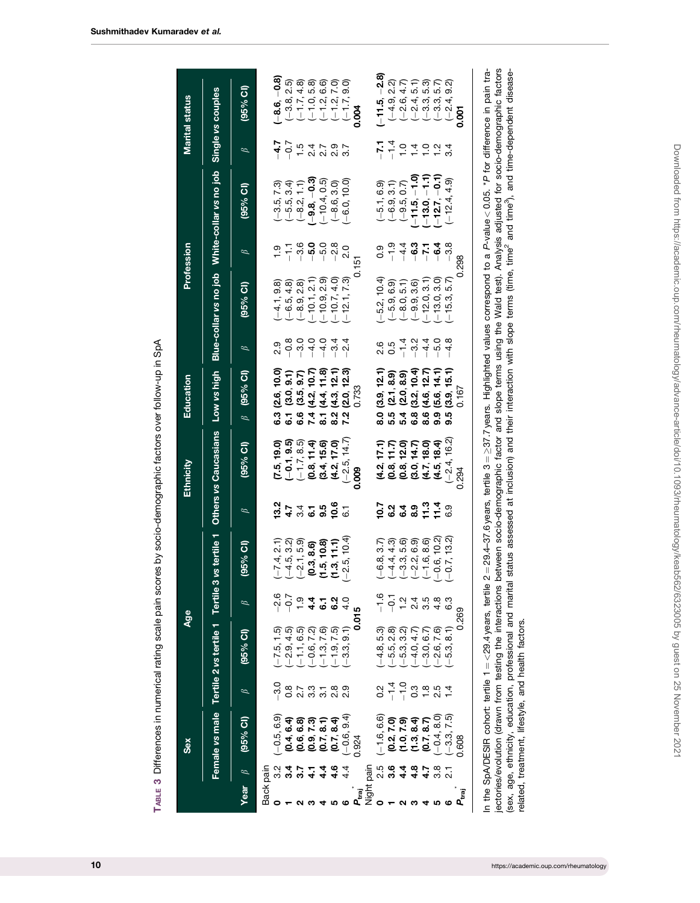**Table 3** Differences in numerical rating scale pain scores by socio-demographic factors over follow-up in SpA

| | Sex | | Age | | | | Ethnicity | | Education | | Profession | | | | Marital status | |
|---|---|---|---|---|---|---|---|---|---|---|---|---|---|---|---|---|
| | Female vs male | | Tertile 2 vs tertile 1 | | Tertile 3 vs tertile 1 | | Others vs Caucasians | | Low vs high | | Blue-collar vs no job | | White-collar vs no job | | Single vs couples | |
| Year | β | (95% CI) | β | (95% CI) | β | (95% CI) | β | (95% CI) | β | (95% CI) | β | (95% CI) | β | (95% CI) | β | (95% CI) |
| Back pain | | | | | | | | | | | | | | | | |
| 0 | 3.2 | (−0.5, 6.9) | −3.0 | (−7.5, 1.5) | −2.6 | (−7.4, 2.1) | **13.2** | **(7.5, 19.0)** | **6.3** | **(2.6, 10.0)** | 2.9 | (−4.1, 9.8) | 1.9 | (−3.5, 7.3) | **−4.7** | **(−8.6, −0.8)** |
| 1 | **3.4** | **(0.4, 6.4)** | 0.8 | (−2.9, 4.5) | −0.7 | (−4.5, 3.2) | **4.7** | **(−0.1, 9.5)** | **6.1** | **(3.0, 9.1)** | −0.8 | (−6.5, 4.8) | −1.1 | (−5.5, 3.4) | −0.7 | (−3.8, 2.5) |
| 2 | **3.7** | **(0.6, 6.8)** | 2.7 | (−1.1, 6.5) | 1.9 | (−2.1, 5.9) | 3.4 | (−1.7, 8.5) | **6.6** | **(3.5, 9.7)** | −3.0 | (−8.9, 2.8) | −3.6 | (−8.2, 1.1) | 1.5 | (−1.7, 4.8) |
| 3 | **4.1** | **(0.9, 7.3)** | 3.3 | (−0.6, 7.2) | **4.4** | **(0.3, 8.6)** | **6.1** | **(0.8, 11.4)** | **7.4** | **(4.2, 10.7)** | −4.0 | (−10.1, 2.1) | **−5.0** | **(−9.8, −0.3)** | 2.4 | (−1.0, 5.8) |
| 4 | **4.4** | **(0.7, 8.1)** | 3.1 | (−1.3, 7.6) | **6.1** | **(1.5, 10.8)** | **9.5** | **(3.4, 15.6)** | **8.1** | **(4.4, 11.8)** | −4.0 | (−10.9, 2.9) | −5.0 | (−10.4, 0.5) | 2.7 | (−1.2, 6.6) |
| 5 | **4.6** | **(0.7, 8.4)** | 2.8 | (−1.9, 7.5) | **6.2** | **(1.3, 11.1)** | **10.6** | **(4.2, 17.0)** | **8.2** | **(4.3, 12.1)** | −3.4 | (−10.7, 4.0) | −2.8 | (−8.6, 3.0) | 2.9 | (−1.2, 7.0) |
| 6 | 4.4 | (−0.6, 9.4) | 2.9 | (−3.3, 9.1) | 4.0 | (−2.5, 10.4) | 6.1 | (−2.5, 14.7) | **7.2** | **(2.0, 12.3)** | −2.4 | (−12.1, 7.3) | 2.0 | (−6.0, 10.0) | 3.7 | (−1.7, 9.0) |
| $P_{traj}$* | 0.924 | | **0.015** | | | | **0.009** | | 0.733 | | 0.151 | | | | **0.004** | |
| Night pain | | | | | | | | | | | | | | | | |
| 0 | 2.5 | (−1.6, 6.6) | 0.2 | (−4.8, 5.3) | −1.6 | (−6.8, 3.7) | **10.7** | **(4.2, 17.1)** | **8.0** | **(3.9, 12.1)** | 2.6 | (−5.2, 10.4) | 0.9 | (−5.1, 6.9) | **−7.1** | **(−11.5, −2.8)** |
| 1 | **3.6** | **(0.2, 7.0)** | −1.4 | (−5.5, 2.8) | −0.1 | (−4.4, 4.3) | **6.2** | **(0.8, 11.7)** | **5.5** | **(2.1, 8.9)** | 0.5 | (−5.9, 6.9) | −1.9 | (−6.9, 3.1) | −1.4 | (−4.9, 2.2) |
| 2 | **4.4** | **(1.0, 7.9)** | −1.0 | (−5.3, 3.2) | 1.2 | (−3.3, 5.6) | **6.4** | **(0.8, 12.0)** | **5.4** | **(2.0, 8.9)** | −1.4 | (−8.0, 5.1) | −4.4 | (−9.5, 0.7) | 1.0 | (−2.6, 4.7) |
| 3 | **4.8** | **(1.3, 8.4)** | 0.3 | (−4.0, 4.7) | 2.4 | (−2.2, 6.9) | **8.9** | **(3.0, 14.7)** | **6.8** | **(3.2, 10.4)** | −3.2 | (−9.9, 3.6) | **−6.3** | **(−11.5, −1.0)** | 1.4 | (−2.4, 5.1) |
| 4 | **4.7** | **(0.7, 8.7)** | 1.8 | (−3.0, 6.7) | 3.5 | (−1.6, 8.6) | **11.3** | **(4.7, 18.0)** | **8.6** | **(4.6, 12.7)** | −4.4 | (−12.0, 3.1) | **−7.1** | **(−13.0, −1.1)** | 1.0 | (−3.3, 5.3) |
| 5 | 3.8 | (−0.4, 8.0) | 2.5 | (−2.6, 7.6) | 4.8 | (−0.6, 10.2) | **11.4** | **(4.5, 18.4)** | **9.9** | **(5.6, 14.1)** | −5.0 | (−13.0, 3.0) | **−6.4** | **(−12.7, −0.1)** | 1.2 | (−3.3, 5.7) |
| 6 | 2.1 | (−3.3, 7.5) | 1.4 | (−5.3, 8.1) | 6.3 | (−0.7, 13.2) | 6.9 | (−2.4, 16.2) | **9.5** | **(3.9, 15.1)** | −4.8 | (−15.3, 5.7) | −3.8 | (−12.4, 4.9) | 3.4 | (−2.4, 9.2) |
| $P_{traj}$* | 0.608 | | 0.269 | | | | 0.294 | | 0.167 | | 0.298 | | | | **0.001** | |

In the SpA/DESIR cohort: tertile 1 = <29.4 years, tertile 2 = 29.4–37.6 years, tertile 3 = ≥37.7 years. Highlighted values correspond to a *P*-value < 0.05. *P for difference in pain trajectories/evolution (drawn from testing the interactions between socio-demographic factor and slope terms using the Wald test). Analysis adjusted for socio-demographic factors (sex, age, ethnicity, education, professional and marital status assessed at inclusion) and their interaction with slope terms (time, time$^2$ and time$^3$), and time-dependent disease-related, treatment, lifestyle, and health factors.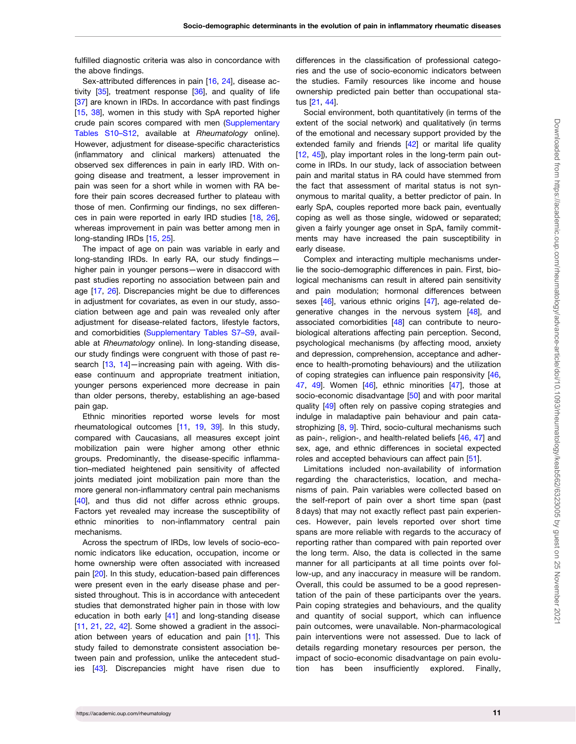fulfilled diagnostic criteria was also in concordance with the above findings.

Sex-attributed differences in pain [16, 24], disease activity [35], treatment response [36], and quality of life [37] are known in IRDs. In accordance with past findings [15, 38], women in this study with SpA reported higher crude pain scores compared with men (Supplementary Tables S10–S12, available at *Rheumatology* online). However, adjustment for disease-specific characteristics (inflammatory and clinical markers) attenuated the observed sex differences in pain in early IRD. With ongoing disease and treatment, a lesser improvement in pain was seen for a short while in women with RA before their pain scores decreased further to plateau with those of men. Confirming our findings, no sex differences in pain were reported in early IRD studies [18, 26], whereas improvement in pain was better among men in long-standing IRDs [15, 25].

The impact of age on pain was variable in early and long-standing IRDs. In early RA, our study findings—higher pain in younger persons—were in disaccord with past studies reporting no association between pain and age [17, 26]. Discrepancies might be due to differences in adjustment for covariates, as even in our study, association between age and pain was revealed only after adjustment for disease-related factors, lifestyle factors, and comorbidities (Supplementary Tables S7–S9, available at *Rheumatology* online). In long-standing disease, our study findings were congruent with those of past research [13, 14]—increasing pain with ageing. With disease continuum and appropriate treatment initiation, younger persons experienced more decrease in pain than older persons, thereby, establishing an age-based pain gap.

Ethnic minorities reported worse levels for most rheumatological outcomes [11, 19, 39]. In this study, compared with Caucasians, all measures except joint mobilization pain were higher among other ethnic groups. Predominantly, the disease-specific inflammation–mediated heightened pain sensitivity of affected joints mediated joint mobilization pain more than the more general non-inflammatory central pain mechanisms [40], and thus did not differ across ethnic groups. Factors yet revealed may increase the susceptibility of ethnic minorities to non-inflammatory central pain mechanisms.

Across the spectrum of IRDs, low levels of socio-economic indicators like education, occupation, income or home ownership were often associated with increased pain [20]. In this study, education-based pain differences were present even in the early disease phase and persisted throughout. This is in accordance with antecedent studies that demonstrated higher pain in those with low education in both early [41] and long-standing disease [11, 21, 22, 42]. Some showed a gradient in the association between years of education and pain [11]. This study failed to demonstrate consistent association between pain and profession, unlike the antecedent studies [43]. Discrepancies might have risen due to differences in the classification of professional categories and the use of socio-economic indicators between the studies. Family resources like income and house ownership predicted pain better than occupational status [21, 44].

Social environment, both quantitatively (in terms of the extent of the social network) and qualitatively (in terms of the emotional and necessary support provided by the extended family and friends [42] or marital life quality [12, 45]), play important roles in the long-term pain outcome in IRDs. In our study, lack of association between pain and marital status in RA could have stemmed from the fact that assessment of marital status is not synonymous to marital quality, a better predictor of pain. In early SpA, couples reported more back pain, eventually coping as well as those single, widowed or separated; given a fairly younger age onset in SpA, family commitments may have increased the pain susceptibility in early disease.

Complex and interacting multiple mechanisms underlie the socio-demographic differences in pain. First, biological mechanisms can result in altered pain sensitivity and pain modulation; hormonal differences between sexes [46], various ethnic origins [47], age-related degenerative changes in the nervous system [48], and associated comorbidities [48] can contribute to neurobiological alterations affecting pain perception. Second, psychological mechanisms (by affecting mood, anxiety and depression, comprehension, acceptance and adherence to health-promoting behaviours) and the utilization of coping strategies can influence pain responsivity [46, 47, 49]. Women [46], ethnic minorities [47], those at socio-economic disadvantage [50] and with poor marital quality [49] often rely on passive coping strategies and indulge in maladaptive pain behaviour and pain catastrophizing [8, 9]. Third, socio-cultural mechanisms such as pain-, religion-, and health-related beliefs [46, 47] and sex, age, and ethnic differences in societal expected roles and accepted behaviours can affect pain [51].

Limitations included non-availability of information regarding the characteristics, location, and mechanisms of pain. Pain variables were collected based on the self-report of pain over a short time span (past 8 days) that may not exactly reflect past pain experiences. However, pain levels reported over short time spans are more reliable with regards to the accuracy of reporting rather than compared with pain reported over the long term. Also, the data is collected in the same manner for all participants at all time points over follow-up, and any inaccuracy in measure will be random. Overall, this could be assumed to be a good representation of the pain of these participants over the years. Pain coping strategies and behaviours, and the quality and quantity of social support, which can influence pain outcomes, were unavailable. Non-pharmacological pain interventions were not assessed. Due to lack of details regarding monetary resources per person, the impact of socio-economic disadvantage on pain evolution has been insufficiently explored. Finally,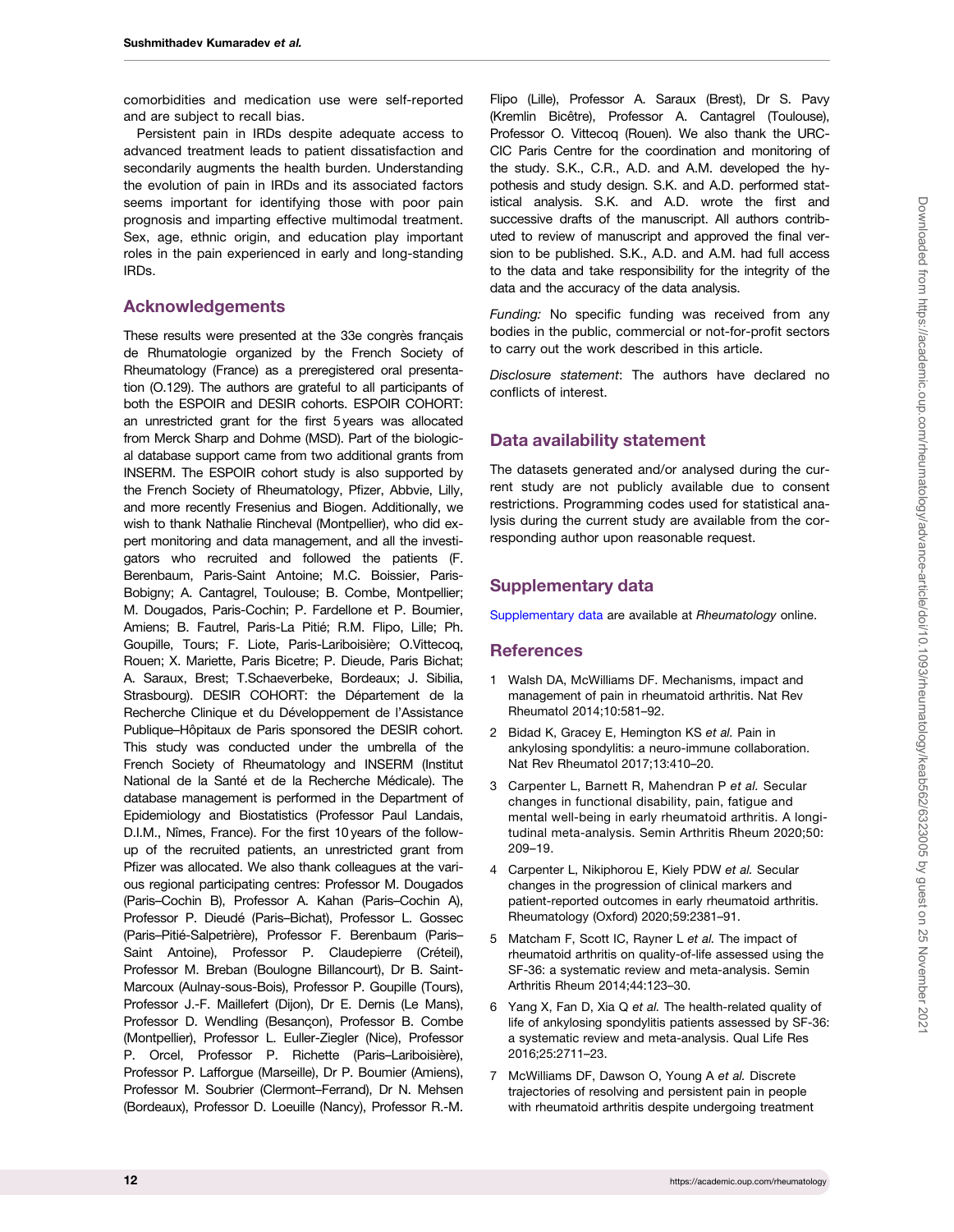comorbidities and medication use were self-reported and are subject to recall bias.

Persistent pain in IRDs despite adequate access to advanced treatment leads to patient dissatisfaction and secondarily augments the health burden. Understanding the evolution of pain in IRDs and its associated factors seems important for identifying those with poor pain prognosis and imparting effective multimodal treatment. Sex, age, ethnic origin, and education play important roles in the pain experienced in early and long-standing IRDs.

## Acknowledgements

These results were presented at the 33e congrès français de Rhumatologie organized by the French Society of Rheumatology (France) as a preregistered oral presentation (O.129). The authors are grateful to all participants of both the ESPOIR and DESIR cohorts. ESPOIR COHORT: an unrestricted grant for the first 5 years was allocated from Merck Sharp and Dohme (MSD). Part of the biological database support came from two additional grants from INSERM. The ESPOIR cohort study is also supported by the French Society of Rheumatology, Pfizer, Abbvie, Lilly, and more recently Fresenius and Biogen. Additionally, we wish to thank Nathalie Rincheval (Montpellier), who did expert monitoring and data management, and all the investigators who recruited and followed the patients (F. Berenbaum, Paris-Saint Antoine; M.C. Boissier, Paris-Bobigny; A. Cantagrel, Toulouse; B. Combe, Montpellier; M. Dougados, Paris-Cochin; P. Fardellone et P. Boumier, Amiens; B. Fautrel, Paris-La Pitié; R.M. Flipo, Lille; Ph. Goupille, Tours; F. Liote, Paris-Lariboisière; O.Vittecoq, Rouen; X. Mariette, Paris Bicetre; P. Dieude, Paris Bichat; A. Saraux, Brest; T.Schaeverbeke, Bordeaux; J. Sibilia, Strasbourg). DESIR COHORT: the Département de la Recherche Clinique et du Développement de l'Assistance Publique–Hôpitaux de Paris sponsored the DESIR cohort. This study was conducted under the umbrella of the French Society of Rheumatology and INSERM (Institut National de la Santé et de la Recherche Médicale). The database management is performed in the Department of Epidemiology and Biostatistics (Professor Paul Landais, D.I.M., Nîmes, France). For the first 10 years of the follow-up of the recruited patients, an unrestricted grant from Pfizer was allocated. We also thank colleagues at the various regional participating centres: Professor M. Dougados (Paris–Cochin B), Professor A. Kahan (Paris–Cochin A), Professor P. Dieudé (Paris–Bichat), Professor L. Gossec (Paris–Pitié-Salpetrière), Professor F. Berenbaum (Paris–Saint Antoine), Professor P. Claudepierre (Créteil), Professor M. Breban (Boulogne Billancourt), Dr B. Saint-Marcoux (Aulnay-sous-Bois), Professor P. Goupille (Tours), Professor J.-F. Maillefert (Dijon), Dr E. Dernis (Le Mans), Professor D. Wendling (Besançon), Professor B. Combe (Montpellier), Professor L. Euller-Ziegler (Nice), Professor P. Orcel, Professor P. Richette (Paris–Lariboisière), Professor P. Lafforgue (Marseille), Dr P. Boumier (Amiens), Professor M. Soubrier (Clermont–Ferrand), Dr N. Mehsen (Bordeaux), Professor D. Loeuille (Nancy), Professor R.-M. Flipo (Lille), Professor A. Saraux (Brest), Dr S. Pavy (Kremlin Bicêtre), Professor A. Cantagrel (Toulouse), Professor O. Vittecoq (Rouen). We also thank the URC-CIC Paris Centre for the coordination and monitoring of the study. S.K., C.R., A.D. and A.M. developed the hypothesis and study design. S.K. and A.D. performed statistical analysis. S.K. and A.D. wrote the first and successive drafts of the manuscript. All authors contributed to review of manuscript and approved the final version to be published. S.K., A.D. and A.M. had full access to the data and take responsibility for the integrity of the data and the accuracy of the data analysis.

*Funding:* No specific funding was received from any bodies in the public, commercial or not-for-profit sectors to carry out the work described in this article.

*Disclosure statement*: The authors have declared no conflicts of interest.

## Data availability statement

The datasets generated and/or analysed during the current study are not publicly available due to consent restrictions. Programming codes used for statistical analysis during the current study are available from the corresponding author upon reasonable request.

## Supplementary data

Supplementary data are available at *Rheumatology* online.

## References

1. Walsh DA, McWilliams DF. Mechanisms, impact and management of pain in rheumatoid arthritis. Nat Rev Rheumatol 2014;10:581–92.
2. Bidad K, Gracey E, Hemington KS *et al.* Pain in ankylosing spondylitis: a neuro-immune collaboration. Nat Rev Rheumatol 2017;13:410–20.
3. Carpenter L, Barnett R, Mahendran P *et al.* Secular changes in functional disability, pain, fatigue and mental well-being in early rheumatoid arthritis. A longitudinal meta-analysis. Semin Arthritis Rheum 2020;50:209–19.
4. Carpenter L, Nikiphorou E, Kiely PDW *et al.* Secular changes in the progression of clinical markers and patient-reported outcomes in early rheumatoid arthritis. Rheumatology (Oxford) 2020;59:2381–91.
5. Matcham F, Scott IC, Rayner L *et al.* The impact of rheumatoid arthritis on quality-of-life assessed using the SF-36: a systematic review and meta-analysis. Semin Arthritis Rheum 2014;44:123–30.
6. Yang X, Fan D, Xia Q *et al.* The health-related quality of life of ankylosing spondylitis patients assessed by SF-36: a systematic review and meta-analysis. Qual Life Res 2016;25:2711–23.
7. McWilliams DF, Dawson O, Young A *et al.* Discrete trajectories of resolving and persistent pain in people with rheumatoid arthritis despite undergoing treatment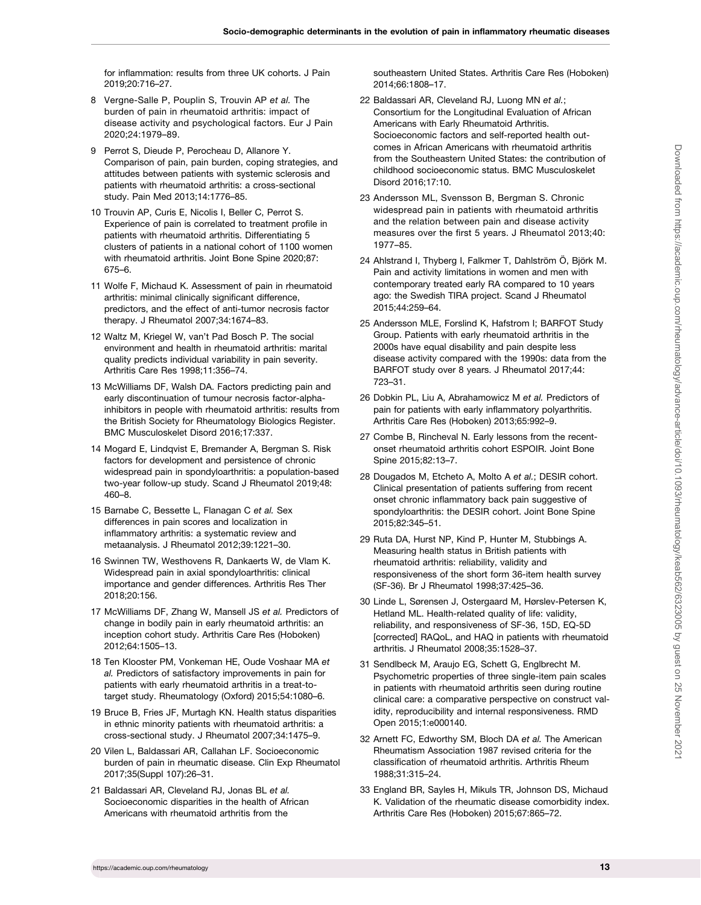for inflammation: results from three UK cohorts. J Pain 2019;20:716–27.

8 Vergne-Salle P, Pouplin S, Trouvin AP *et al.* The burden of pain in rheumatoid arthritis: impact of disease activity and psychological factors. Eur J Pain 2020;24:1979–89.

9 Perrot S, Dieude P, Perocheau D, Allanore Y. Comparison of pain, pain burden, coping strategies, and attitudes between patients with systemic sclerosis and patients with rheumatoid arthritis: a cross-sectional study. Pain Med 2013;14:1776–85.

10 Trouvin AP, Curis E, Nicolis I, Beller C, Perrot S. Experience of pain is correlated to treatment profile in patients with rheumatoid arthritis. Differentiating 5 clusters of patients in a national cohort of 1100 women with rheumatoid arthritis. Joint Bone Spine 2020;87: 675–6.

11 Wolfe F, Michaud K. Assessment of pain in rheumatoid arthritis: minimal clinically significant difference, predictors, and the effect of anti-tumor necrosis factor therapy. J Rheumatol 2007;34:1674–83.

12 Waltz M, Kriegel W, van't Pad Bosch P. The social environment and health in rheumatoid arthritis: marital quality predicts individual variability in pain severity. Arthritis Care Res 1998;11:356–74.

13 McWilliams DF, Walsh DA. Factors predicting pain and early discontinuation of tumour necrosis factor-alpha-inhibitors in people with rheumatoid arthritis: results from the British Society for Rheumatology Biologics Register. BMC Musculoskelet Disord 2016;17:337.

14 Mogard E, Lindqvist E, Bremander A, Bergman S. Risk factors for development and persistence of chronic widespread pain in spondyloarthritis: a population-based two-year follow-up study. Scand J Rheumatol 2019;48: 460–8.

15 Barnabe C, Bessette L, Flanagan C *et al.* Sex differences in pain scores and localization in inflammatory arthritis: a systematic review and metaanalysis. J Rheumatol 2012;39:1221–30.

16 Swinnen TW, Westhovens R, Dankaerts W, de Vlam K. Widespread pain in axial spondyloarthritis: clinical importance and gender differences. Arthritis Res Ther 2018;20:156.

17 McWilliams DF, Zhang W, Mansell JS *et al.* Predictors of change in bodily pain in early rheumatoid arthritis: an inception cohort study. Arthritis Care Res (Hoboken) 2012;64:1505–13.

18 Ten Klooster PM, Vonkeman HE, Oude Voshaar MA *et al.* Predictors of satisfactory improvements in pain for patients with early rheumatoid arthritis in a treat-to-target study. Rheumatology (Oxford) 2015;54:1080–6.

19 Bruce B, Fries JF, Murtagh KN. Health status disparities in ethnic minority patients with rheumatoid arthritis: a cross-sectional study. J Rheumatol 2007;34:1475–9.

20 Vilen L, Baldassari AR, Callahan LF. Socioeconomic burden of pain in rheumatic disease. Clin Exp Rheumatol 2017;35(Suppl 107):26–31.

21 Baldassari AR, Cleveland RJ, Jonas BL *et al.* Socioeconomic disparities in the health of African Americans with rheumatoid arthritis from the southeastern United States. Arthritis Care Res (Hoboken) 2014;66:1808–17.

22 Baldassari AR, Cleveland RJ, Luong MN *et al.*; Consortium for the Longitudinal Evaluation of African Americans with Early Rheumatoid Arthritis. Socioeconomic factors and self-reported health outcomes in African Americans with rheumatoid arthritis from the Southeastern United States: the contribution of childhood socioeconomic status. BMC Musculoskelet Disord 2016;17:10.

23 Andersson ML, Svensson B, Bergman S. Chronic widespread pain in patients with rheumatoid arthritis and the relation between pain and disease activity measures over the first 5 years. J Rheumatol 2013;40: 1977–85.

24 Ahlstrand I, Thyberg I, Falkmer T, Dahlström Ö, Björk M. Pain and activity limitations in women and men with contemporary treated early RA compared to 10 years ago: the Swedish TIRA project. Scand J Rheumatol 2015;44:259–64.

25 Andersson MLE, Forslind K, Hafstrom I; BARFOT Study Group. Patients with early rheumatoid arthritis in the 2000s have equal disability and pain despite less disease activity compared with the 1990s: data from the BARFOT study over 8 years. J Rheumatol 2017;44: 723–31.

26 Dobkin PL, Liu A, Abrahamowicz M *et al.* Predictors of pain for patients with early inflammatory polyarthritis. Arthritis Care Res (Hoboken) 2013;65:992–9.

27 Combe B, Rincheval N. Early lessons from the recent-onset rheumatoid arthritis cohort ESPOIR. Joint Bone Spine 2015;82:13–7.

28 Dougados M, Etcheto A, Molto A *et al.*; DESIR cohort. Clinical presentation of patients suffering from recent onset chronic inflammatory back pain suggestive of spondyloarthritis: the DESIR cohort. Joint Bone Spine 2015;82:345–51.

29 Ruta DA, Hurst NP, Kind P, Hunter M, Stubbings A. Measuring health status in British patients with rheumatoid arthritis: reliability, validity and responsiveness of the short form 36-item health survey (SF-36). Br J Rheumatol 1998;37:425–36.

30 Linde L, Sørensen J, Ostergaard M, Hørslev-Petersen K, Hetland ML. Health-related quality of life: validity, reliability, and responsiveness of SF-36, 15D, EQ-5D [corrected] RAQoL, and HAQ in patients with rheumatoid arthritis. J Rheumatol 2008;35:1528–37.

31 Sendlbeck M, Araujo EG, Schett G, Englbrecht M. Psychometric properties of three single-item pain scales in patients with rheumatoid arthritis seen during routine clinical care: a comparative perspective on construct validity, reproducibility and internal responsiveness. RMD Open 2015;1:e000140.

32 Arnett FC, Edworthy SM, Bloch DA *et al.* The American Rheumatism Association 1987 revised criteria for the classification of rheumatoid arthritis. Arthritis Rheum 1988;31:315–24.

33 England BR, Sayles H, Mikuls TR, Johnson DS, Michaud K. Validation of the rheumatic disease comorbidity index. Arthritis Care Res (Hoboken) 2015;67:865–72.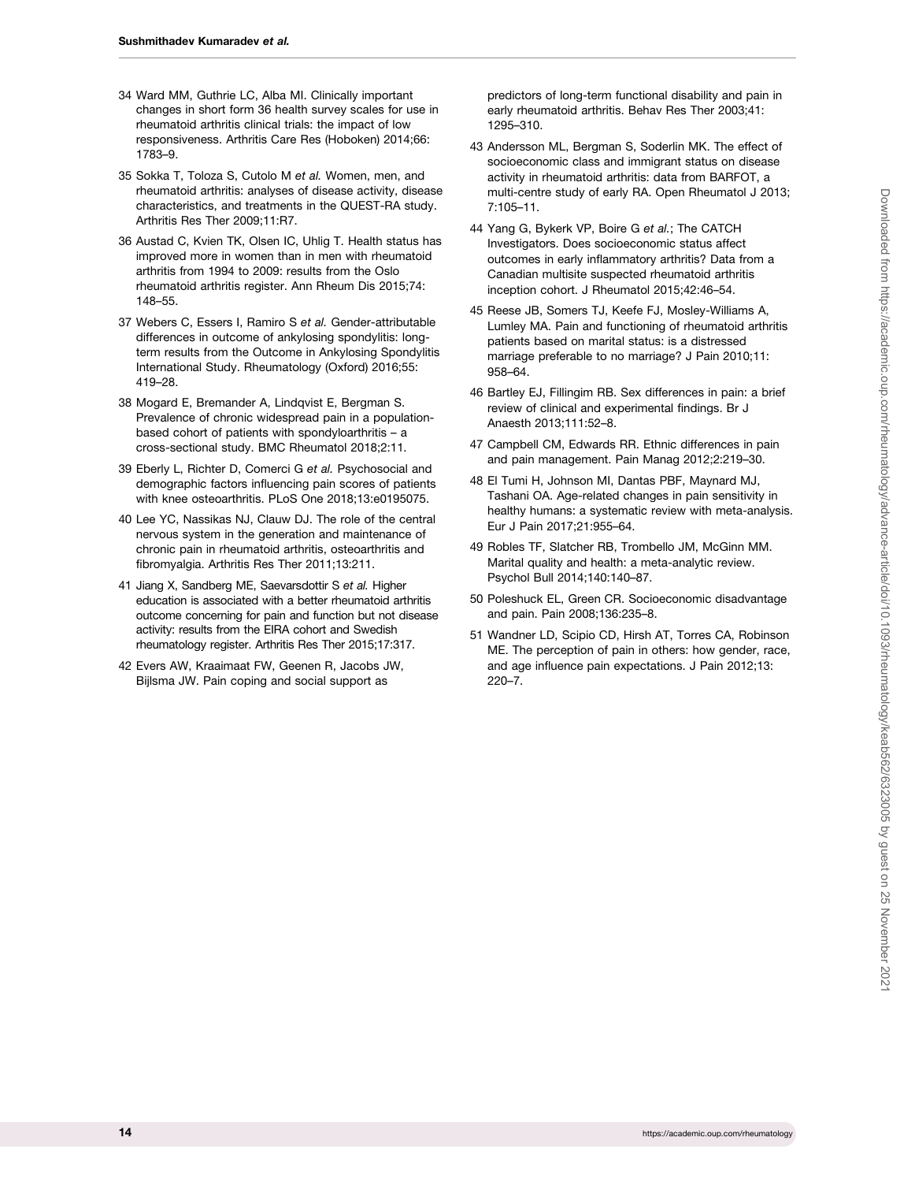34 Ward MM, Guthrie LC, Alba MI. Clinically important changes in short form 36 health survey scales for use in rheumatoid arthritis clinical trials: the impact of low responsiveness. Arthritis Care Res (Hoboken) 2014;66: 1783–9.

35 Sokka T, Toloza S, Cutolo M *et al.* Women, men, and rheumatoid arthritis: analyses of disease activity, disease characteristics, and treatments in the QUEST-RA study. Arthritis Res Ther 2009;11:R7.

36 Austad C, Kvien TK, Olsen IC, Uhlig T. Health status has improved more in women than in men with rheumatoid arthritis from 1994 to 2009: results from the Oslo rheumatoid arthritis register. Ann Rheum Dis 2015;74: 148–55.

37 Webers C, Essers I, Ramiro S *et al.* Gender-attributable differences in outcome of ankylosing spondylitis: long-term results from the Outcome in Ankylosing Spondylitis International Study. Rheumatology (Oxford) 2016;55: 419–28.

38 Mogard E, Bremander A, Lindqvist E, Bergman S. Prevalence of chronic widespread pain in a population-based cohort of patients with spondyloarthritis – a cross-sectional study. BMC Rheumatol 2018;2:11.

39 Eberly L, Richter D, Comerci G *et al.* Psychosocial and demographic factors influencing pain scores of patients with knee osteoarthritis. PLoS One 2018;13:e0195075.

40 Lee YC, Nassikas NJ, Clauw DJ. The role of the central nervous system in the generation and maintenance of chronic pain in rheumatoid arthritis, osteoarthritis and fibromyalgia. Arthritis Res Ther 2011;13:211.

41 Jiang X, Sandberg ME, Saevarsdottir S *et al.* Higher education is associated with a better rheumatoid arthritis outcome concerning for pain and function but not disease activity: results from the EIRA cohort and Swedish rheumatology register. Arthritis Res Ther 2015;17:317.

42 Evers AW, Kraaimaat FW, Geenen R, Jacobs JW, Bijlsma JW. Pain coping and social support as predictors of long-term functional disability and pain in early rheumatoid arthritis. Behav Res Ther 2003;41: 1295–310.

43 Andersson ML, Bergman S, Soderlin MK. The effect of socioeconomic class and immigrant status on disease activity in rheumatoid arthritis: data from BARFOT, a multi-centre study of early RA. Open Rheumatol J 2013; 7:105–11.

44 Yang G, Bykerk VP, Boire G *et al.*; The CATCH Investigators. Does socioeconomic status affect outcomes in early inflammatory arthritis? Data from a Canadian multisite suspected rheumatoid arthritis inception cohort. J Rheumatol 2015;42:46–54.

45 Reese JB, Somers TJ, Keefe FJ, Mosley-Williams A, Lumley MA. Pain and functioning of rheumatoid arthritis patients based on marital status: is a distressed marriage preferable to no marriage? J Pain 2010;11: 958–64.

46 Bartley EJ, Fillingim RB. Sex differences in pain: a brief review of clinical and experimental findings. Br J Anaesth 2013;111:52–8.

47 Campbell CM, Edwards RR. Ethnic differences in pain and pain management. Pain Manag 2012;2:219–30.

48 El Tumi H, Johnson MI, Dantas PBF, Maynard MJ, Tashani OA. Age-related changes in pain sensitivity in healthy humans: a systematic review with meta-analysis. Eur J Pain 2017;21:955–64.

49 Robles TF, Slatcher RB, Trombello JM, McGinn MM. Marital quality and health: a meta-analytic review. Psychol Bull 2014;140:140–87.

50 Poleshuck EL, Green CR. Socioeconomic disadvantage and pain. Pain 2008;136:235–8.

51 Wandner LD, Scipio CD, Hirsh AT, Torres CA, Robinson ME. The perception of pain in others: how gender, race, and age influence pain expectations. J Pain 2012;13: 220–7.